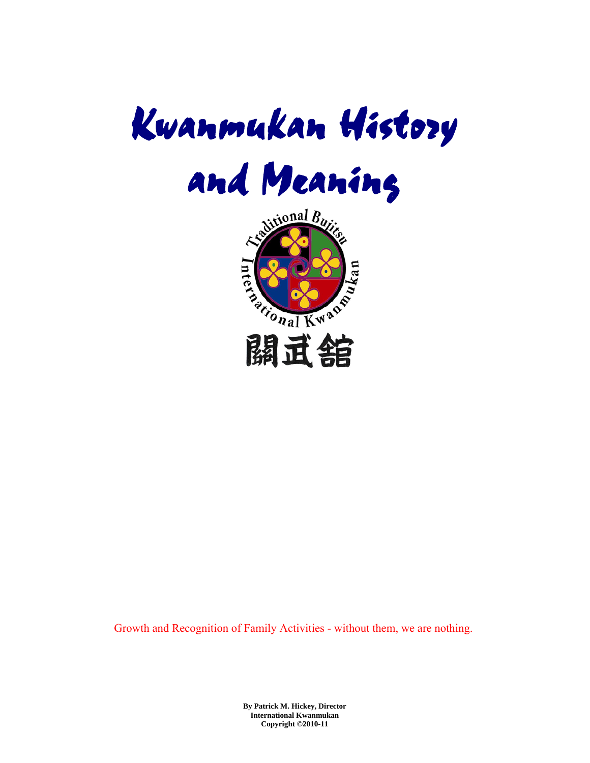# Kwanmukan History and Meaning

Traditional Bujitsu International Kwanmukan

關武舘

Growth and Recognition of Family Activities - without them, we are nothing.

**By Patrick M. Hickey, Director**
**International Kwanmukan**
**Copyright ©2010-11**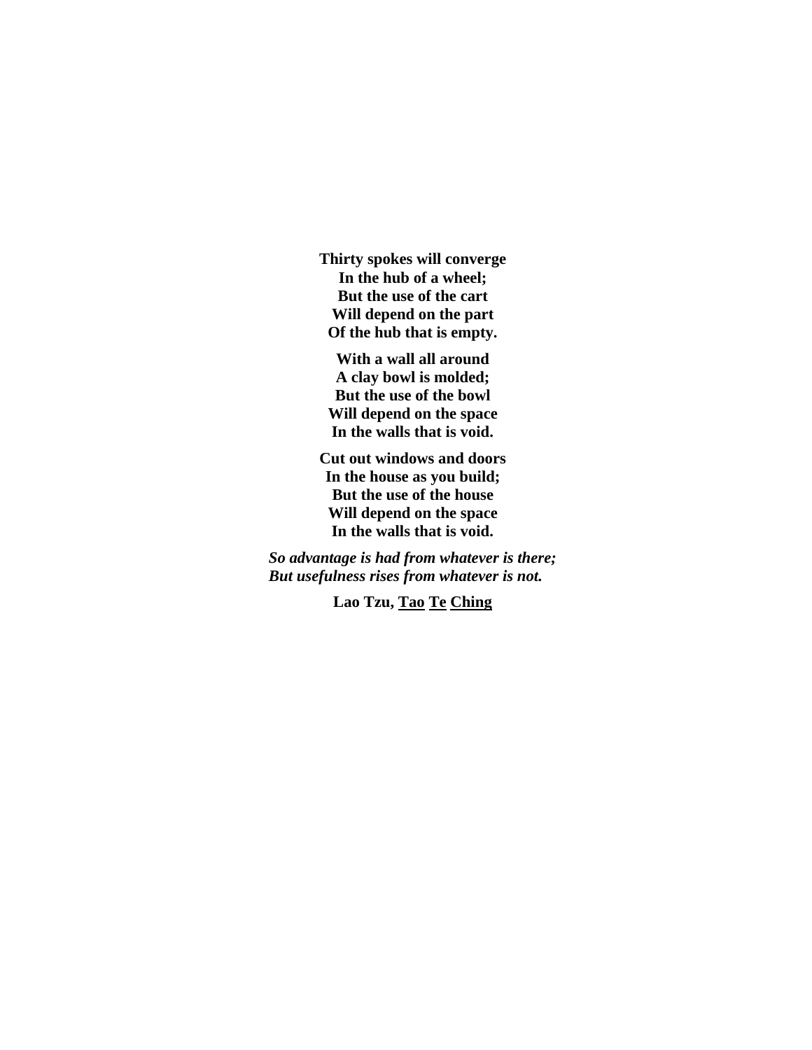**Thirty spokes will converge**
**In the hub of a wheel;**
**But the use of the cart**
**Will depend on the part**
**Of the hub that is empty.**

**With a wall all around**
**A clay bowl is molded;**
**But the use of the bowl**
**Will depend on the space**
**In the walls that is void.**

**Cut out windows and doors**
**In the house as you build;**
**But the use of the house**
**Will depend on the space**
**In the walls that is void.**

***So advantage is had from whatever is there;***
***But usefulness rises from whatever is not.***

**Lao Tzu, <u>Tao</u> <u>Te</u> <u>Ching</u>**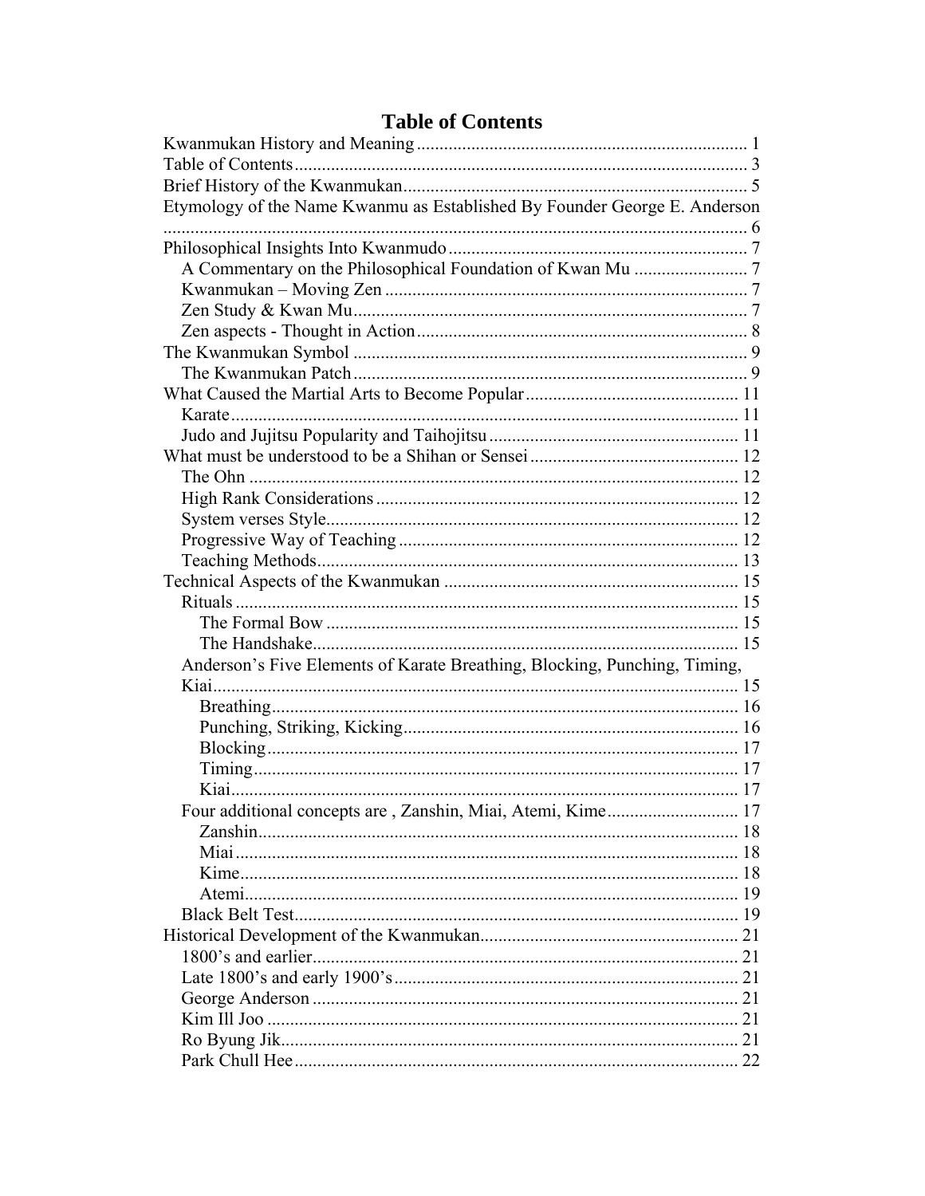# Table of Contents

- Kwanmukan History and Meaning ........ 1
- Table of Contents ........ 3
- Brief History of the Kwanmukan ........ 5
- Etymology of the Name Kwanmu as Established By Founder George E. Anderson ........ 6
- Philosophical Insights Into Kwanmudo ........ 7
  - A Commentary on the Philosophical Foundation of Kwan Mu ........ 7
  - Kwanmukan – Moving Zen ........ 7
  - Zen Study & Kwan Mu ........ 7
  - Zen aspects - Thought in Action ........ 8
- The Kwanmukan Symbol ........ 9
  - The Kwanmukan Patch ........ 9
- What Caused the Martial Arts to Become Popular ........ 11
  - Karate ........ 11
  - Judo and Jujitsu Popularity and Taihojitsu ........ 11
- What must be understood to be a Shihan or Sensei ........ 12
  - The Ohn ........ 12
  - High Rank Considerations ........ 12
  - System verses Style ........ 12
  - Progressive Way of Teaching ........ 12
  - Teaching Methods ........ 13
- Technical Aspects of the Kwanmukan ........ 15
  - Rituals ........ 15
    - The Formal Bow ........ 15
    - The Handshake ........ 15
  - Anderson's Five Elements of Karate Breathing, Blocking, Punching, Timing, Kiai ........ 15
    - Breathing ........ 16
    - Punching, Striking, Kicking ........ 16
    - Blocking ........ 17
    - Timing ........ 17
    - Kiai ........ 17
  - Four additional concepts are , Zanshin, Miai, Atemi, Kime ........ 17
    - Zanshin ........ 18
    - Miai ........ 18
    - Kime ........ 18
    - Atemi ........ 19
  - Black Belt Test ........ 19
- Historical Development of the Kwanmukan ........ 21
  - 1800's and earlier ........ 21
  - Late 1800's and early 1900's ........ 21
  - George Anderson ........ 21
  - Kim Ill Joo ........ 21
  - Ro Byung Jik ........ 21
  - Park Chull Hee ........ 22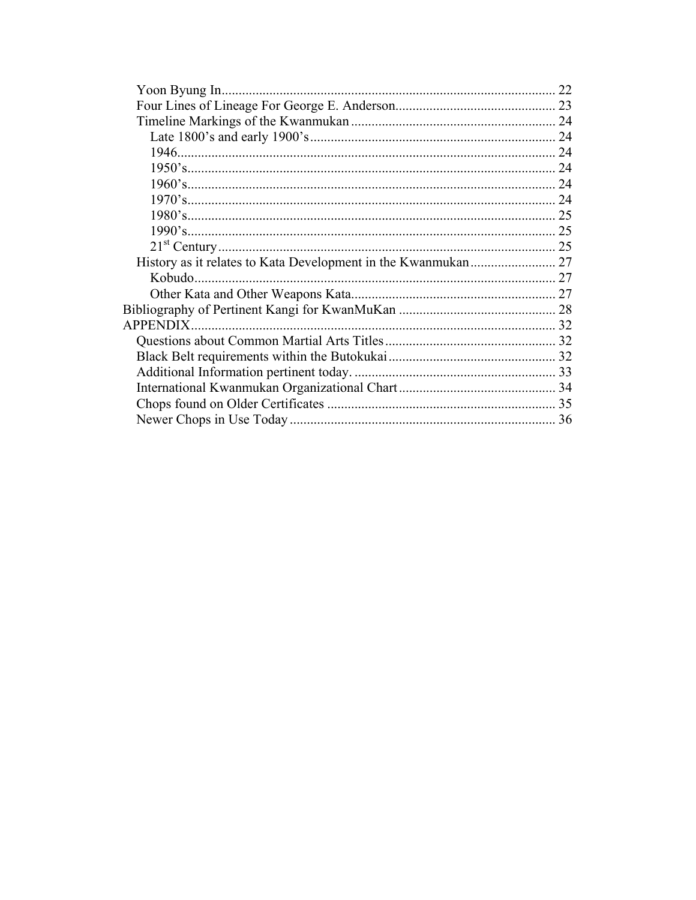Yoon Byung In ..... 22
Four Lines of Lineage For George E. Anderson ..... 23
Timeline Markings of the Kwanmukan ..... 24
Late 1800's and early 1900's ..... 24
1946 ..... 24
1950's ..... 24
1960's ..... 24
1970's ..... 24
1980's ..... 25
1990's ..... 25
21st Century ..... 25
History as it relates to Kata Development in the Kwanmukan ..... 27
Kobudo ..... 27
Other Kata and Other Weapons Kata ..... 27
Bibliography of Pertinent Kangi for KwanMuKan ..... 28
APPENDIX ..... 32
Questions about Common Martial Arts Titles ..... 32
Black Belt requirements within the Butokukai ..... 32
Additional Information pertinent today. ..... 33
International Kwanmukan Organizational Chart ..... 34
Chops found on Older Certificates ..... 35
Newer Chops in Use Today ..... 36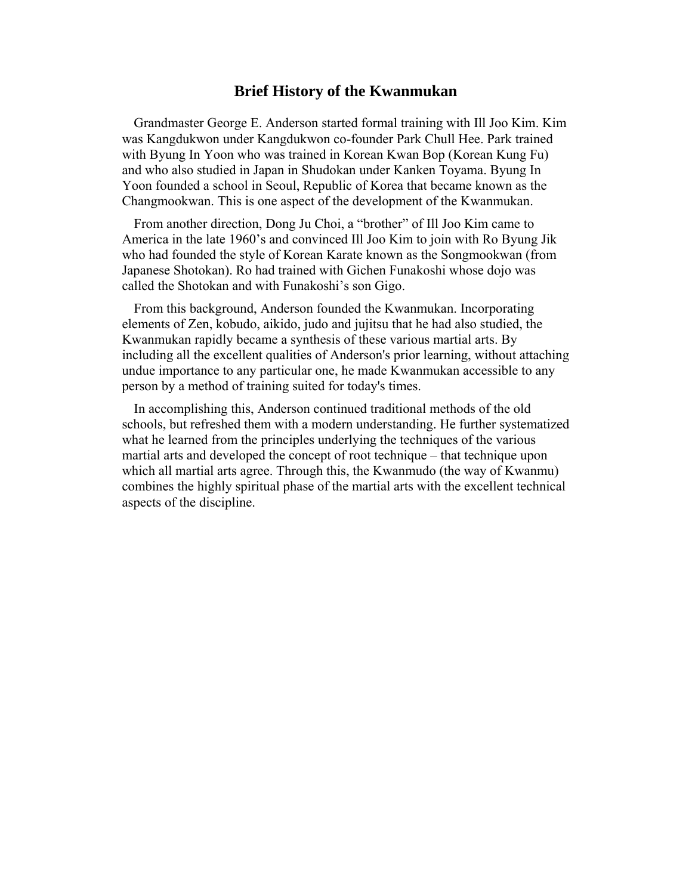## Brief History of the Kwanmukan

Grandmaster George E. Anderson started formal training with Ill Joo Kim. Kim was Kangdukwon under Kangdukwon co-founder Park Chull Hee. Park trained with Byung In Yoon who was trained in Korean Kwan Bop (Korean Kung Fu) and who also studied in Japan in Shudokan under Kanken Toyama. Byung In Yoon founded a school in Seoul, Republic of Korea that became known as the Changmookwan. This is one aspect of the development of the Kwanmukan.

From another direction, Dong Ju Choi, a "brother" of Ill Joo Kim came to America in the late 1960's and convinced Ill Joo Kim to join with Ro Byung Jik who had founded the style of Korean Karate known as the Songmookwan (from Japanese Shotokan). Ro had trained with Gichen Funakoshi whose dojo was called the Shotokan and with Funakoshi's son Gigo.

From this background, Anderson founded the Kwanmukan. Incorporating elements of Zen, kobudo, aikido, judo and jujitsu that he had also studied, the Kwanmukan rapidly became a synthesis of these various martial arts. By including all the excellent qualities of Anderson's prior learning, without attaching undue importance to any particular one, he made Kwanmukan accessible to any person by a method of training suited for today's times.

In accomplishing this, Anderson continued traditional methods of the old schools, but refreshed them with a modern understanding. He further systematized what he learned from the principles underlying the techniques of the various martial arts and developed the concept of root technique – that technique upon which all martial arts agree. Through this, the Kwanmudo (the way of Kwanmu) combines the highly spiritual phase of the martial arts with the excellent technical aspects of the discipline.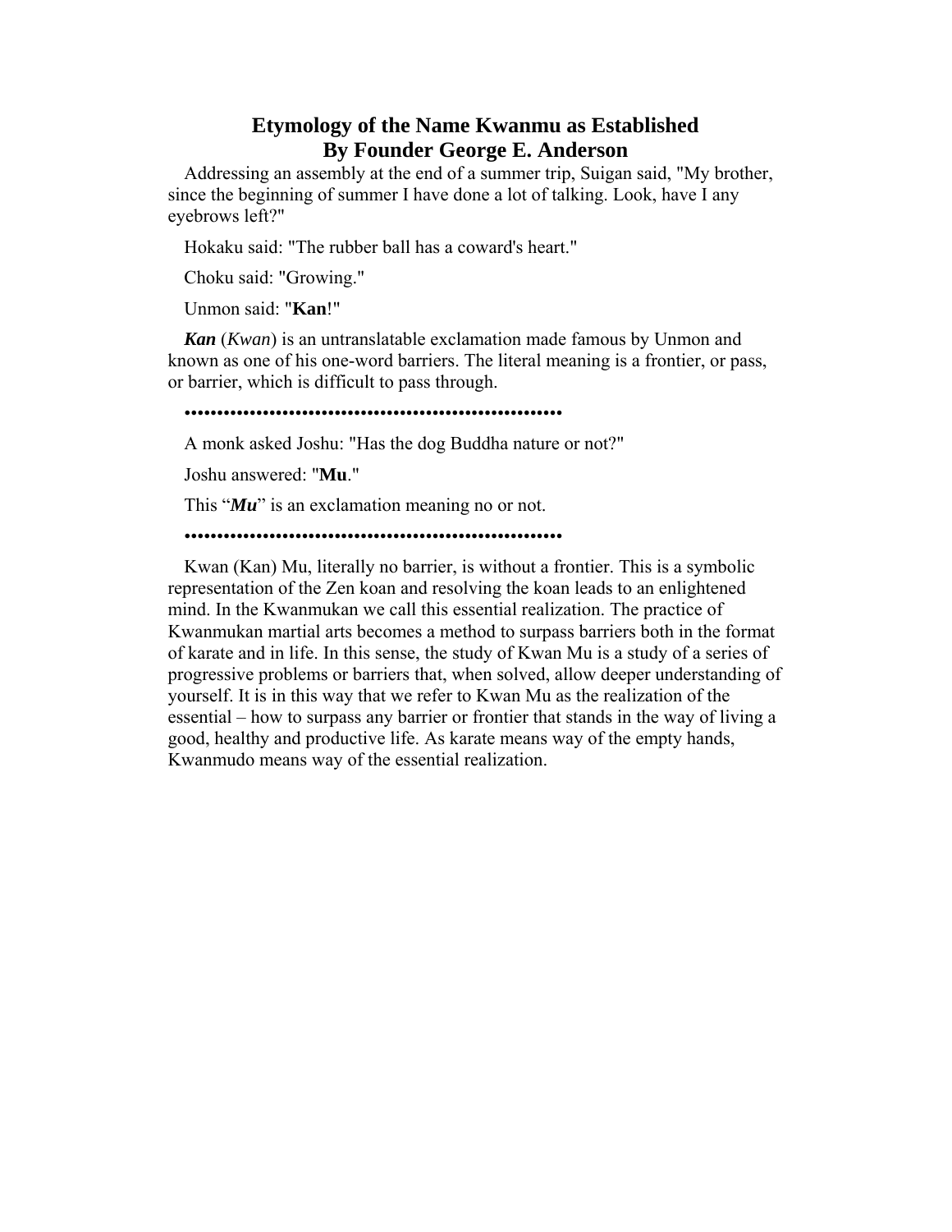# Etymology of the Name Kwanmu as Established By Founder George E. Anderson

Addressing an assembly at the end of a summer trip, Suigan said, "My brother, since the beginning of summer I have done a lot of talking. Look, have I any eyebrows left?"

Hokaku said: "The rubber ball has a coward's heart."

Choku said: "Growing."

Unmon said: "**Kan**!"

***Kan*** (*Kwan*) is an untranslatable exclamation made famous by Unmon and known as one of his one-word barriers. The literal meaning is a frontier, or pass, or barrier, which is difficult to pass through.

**•••••••••••••••••••••••••••••••••••••••••••••••••••••••**

A monk asked Joshu: "Has the dog Buddha nature or not?"

Joshu answered: "**Mu**."

This "***Mu***" is an exclamation meaning no or not.

**•••••••••••••••••••••••••••••••••••••••••••••••••••••••**

Kwan (Kan) Mu, literally no barrier, is without a frontier. This is a symbolic representation of the Zen koan and resolving the koan leads to an enlightened mind. In the Kwanmukan we call this essential realization. The practice of Kwanmukan martial arts becomes a method to surpass barriers both in the format of karate and in life. In this sense, the study of Kwan Mu is a study of a series of progressive problems or barriers that, when solved, allow deeper understanding of yourself. It is in this way that we refer to Kwan Mu as the realization of the essential – how to surpass any barrier or frontier that stands in the way of living a good, healthy and productive life. As karate means way of the empty hands, Kwanmudo means way of the essential realization.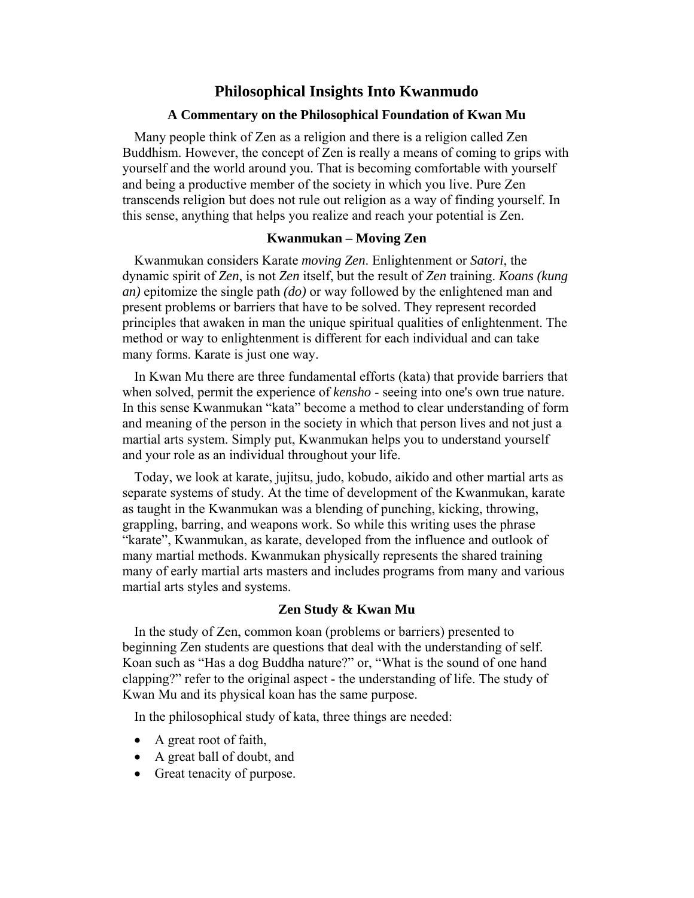# Philosophical Insights Into Kwanmudo

## A Commentary on the Philosophical Foundation of Kwan Mu

Many people think of Zen as a religion and there is a religion called Zen Buddhism. However, the concept of Zen is really a means of coming to grips with yourself and the world around you. That is becoming comfortable with yourself and being a productive member of the society in which you live. Pure Zen transcends religion but does not rule out religion as a way of finding yourself. In this sense, anything that helps you realize and reach your potential is Zen.

### Kwanmukan – Moving Zen

Kwanmukan considers Karate *moving Zen*. Enlightenment or *Satori*, the dynamic spirit of *Zen*, is not *Zen* itself, but the result of *Zen* training. *Koans (kung an)* epitomize the single path *(do)* or way followed by the enlightened man and present problems or barriers that have to be solved. They represent recorded principles that awaken in man the unique spiritual qualities of enlightenment. The method or way to enlightenment is different for each individual and can take many forms. Karate is just one way.

In Kwan Mu there are three fundamental efforts (kata) that provide barriers that when solved, permit the experience of *kensho* - seeing into one's own true nature. In this sense Kwanmukan "kata" become a method to clear understanding of form and meaning of the person in the society in which that person lives and not just a martial arts system. Simply put, Kwanmukan helps you to understand yourself and your role as an individual throughout your life.

Today, we look at karate, jujitsu, judo, kobudo, aikido and other martial arts as separate systems of study. At the time of development of the Kwanmukan, karate as taught in the Kwanmukan was a blending of punching, kicking, throwing, grappling, barring, and weapons work. So while this writing uses the phrase "karate", Kwanmukan, as karate, developed from the influence and outlook of many martial methods. Kwanmukan physically represents the shared training many of early martial arts masters and includes programs from many and various martial arts styles and systems.

### Zen Study & Kwan Mu

In the study of Zen, common koan (problems or barriers) presented to beginning Zen students are questions that deal with the understanding of self. Koan such as "Has a dog Buddha nature?" or, "What is the sound of one hand clapping?" refer to the original aspect - the understanding of life. The study of Kwan Mu and its physical koan has the same purpose.

In the philosophical study of kata, three things are needed:

- A great root of faith,
- A great ball of doubt, and
- Great tenacity of purpose.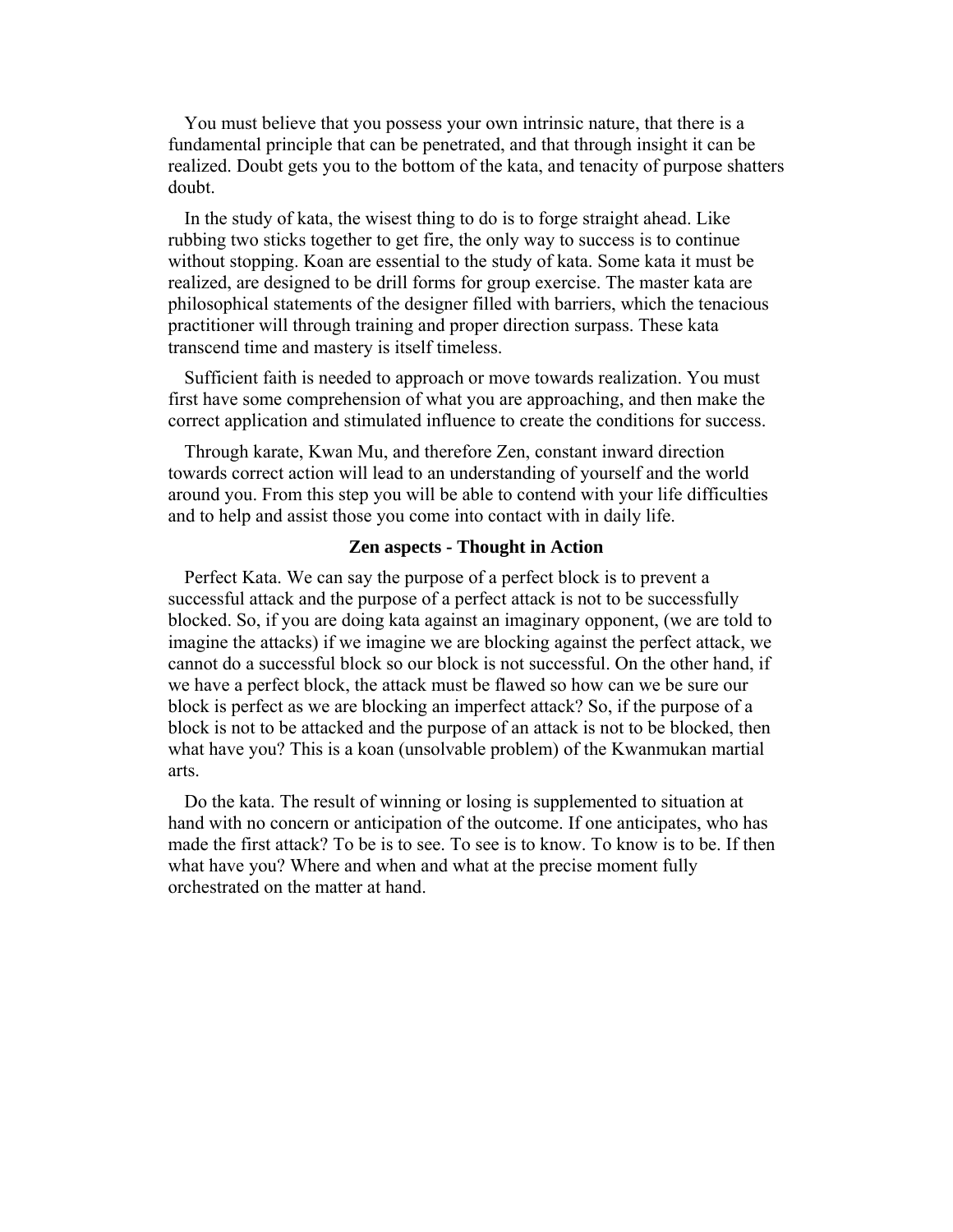You must believe that you possess your own intrinsic nature, that there is a fundamental principle that can be penetrated, and that through insight it can be realized. Doubt gets you to the bottom of the kata, and tenacity of purpose shatters doubt.

In the study of kata, the wisest thing to do is to forge straight ahead. Like rubbing two sticks together to get fire, the only way to success is to continue without stopping. Koan are essential to the study of kata. Some kata it must be realized, are designed to be drill forms for group exercise. The master kata are philosophical statements of the designer filled with barriers, which the tenacious practitioner will through training and proper direction surpass. These kata transcend time and mastery is itself timeless.

Sufficient faith is needed to approach or move towards realization. You must first have some comprehension of what you are approaching, and then make the correct application and stimulated influence to create the conditions for success.

Through karate, Kwan Mu, and therefore Zen, constant inward direction towards correct action will lead to an understanding of yourself and the world around you. From this step you will be able to contend with your life difficulties and to help and assist those you come into contact with in daily life.

**Zen aspects - Thought in Action**

Perfect Kata. We can say the purpose of a perfect block is to prevent a successful attack and the purpose of a perfect attack is not to be successfully blocked. So, if you are doing kata against an imaginary opponent, (we are told to imagine the attacks) if we imagine we are blocking against the perfect attack, we cannot do a successful block so our block is not successful. On the other hand, if we have a perfect block, the attack must be flawed so how can we be sure our block is perfect as we are blocking an imperfect attack? So, if the purpose of a block is not to be attacked and the purpose of an attack is not to be blocked, then what have you? This is a koan (unsolvable problem) of the Kwanmukan martial arts.

Do the kata. The result of winning or losing is supplemented to situation at hand with no concern or anticipation of the outcome. If one anticipates, who has made the first attack? To be is to see. To see is to know. To know is to be. If then what have you? Where and when and what at the precise moment fully orchestrated on the matter at hand.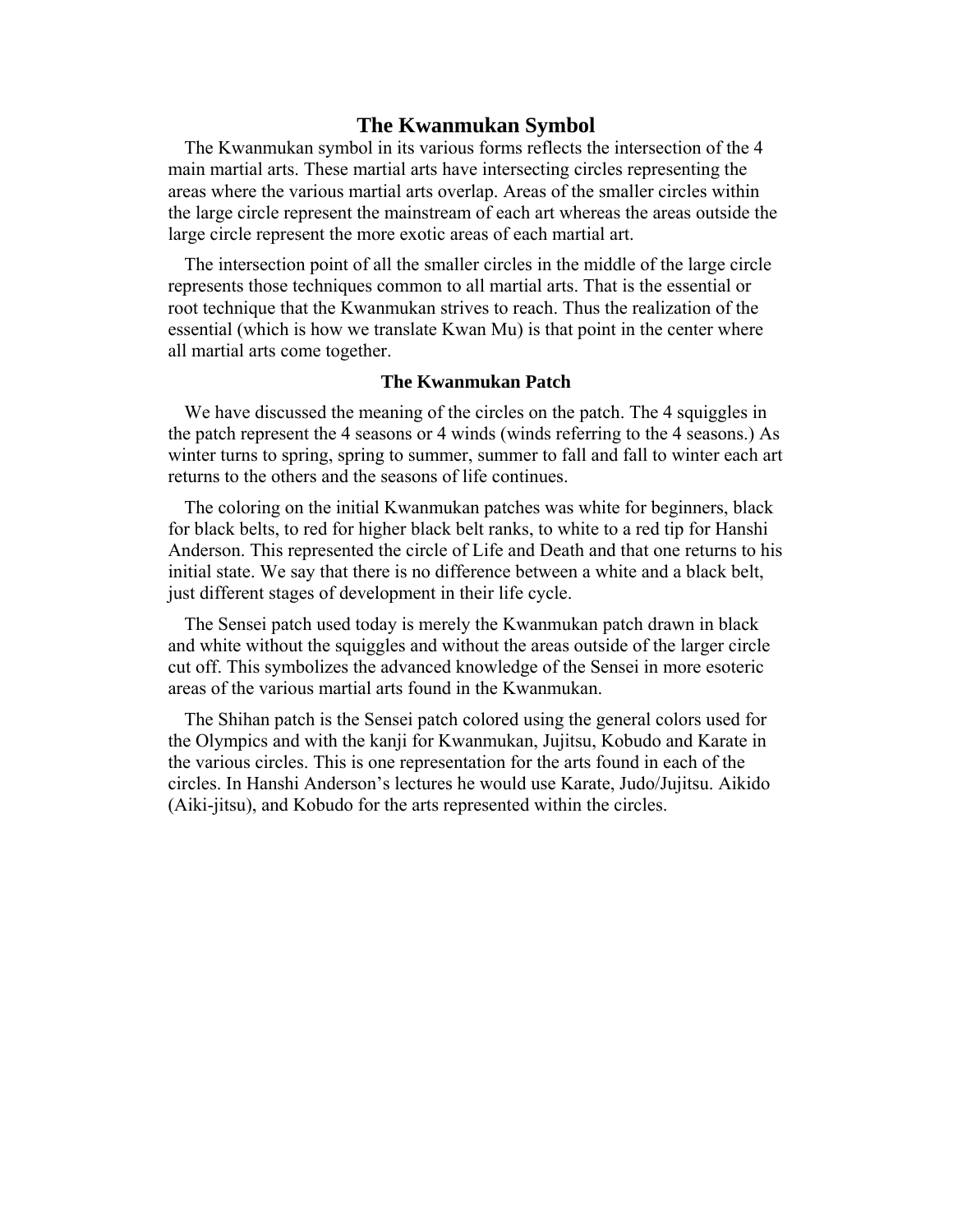# The Kwanmukan Symbol

The Kwanmukan symbol in its various forms reflects the intersection of the 4 main martial arts. These martial arts have intersecting circles representing the areas where the various martial arts overlap. Areas of the smaller circles within the large circle represent the mainstream of each art whereas the areas outside the large circle represent the more exotic areas of each martial art.

The intersection point of all the smaller circles in the middle of the large circle represents those techniques common to all martial arts. That is the essential or root technique that the Kwanmukan strives to reach. Thus the realization of the essential (which is how we translate Kwan Mu) is that point in the center where all martial arts come together.

## The Kwanmukan Patch

We have discussed the meaning of the circles on the patch. The 4 squiggles in the patch represent the 4 seasons or 4 winds (winds referring to the 4 seasons.) As winter turns to spring, spring to summer, summer to fall and fall to winter each art returns to the others and the seasons of life continues.

The coloring on the initial Kwanmukan patches was white for beginners, black for black belts, to red for higher black belt ranks, to white to a red tip for Hanshi Anderson. This represented the circle of Life and Death and that one returns to his initial state. We say that there is no difference between a white and a black belt, just different stages of development in their life cycle.

The Sensei patch used today is merely the Kwanmukan patch drawn in black and white without the squiggles and without the areas outside of the larger circle cut off. This symbolizes the advanced knowledge of the Sensei in more esoteric areas of the various martial arts found in the Kwanmukan.

The Shihan patch is the Sensei patch colored using the general colors used for the Olympics and with the kanji for Kwanmukan, Jujitsu, Kobudo and Karate in the various circles. This is one representation for the arts found in each of the circles. In Hanshi Anderson's lectures he would use Karate, Judo/Jujitsu. Aikido (Aiki-jitsu), and Kobudo for the arts represented within the circles.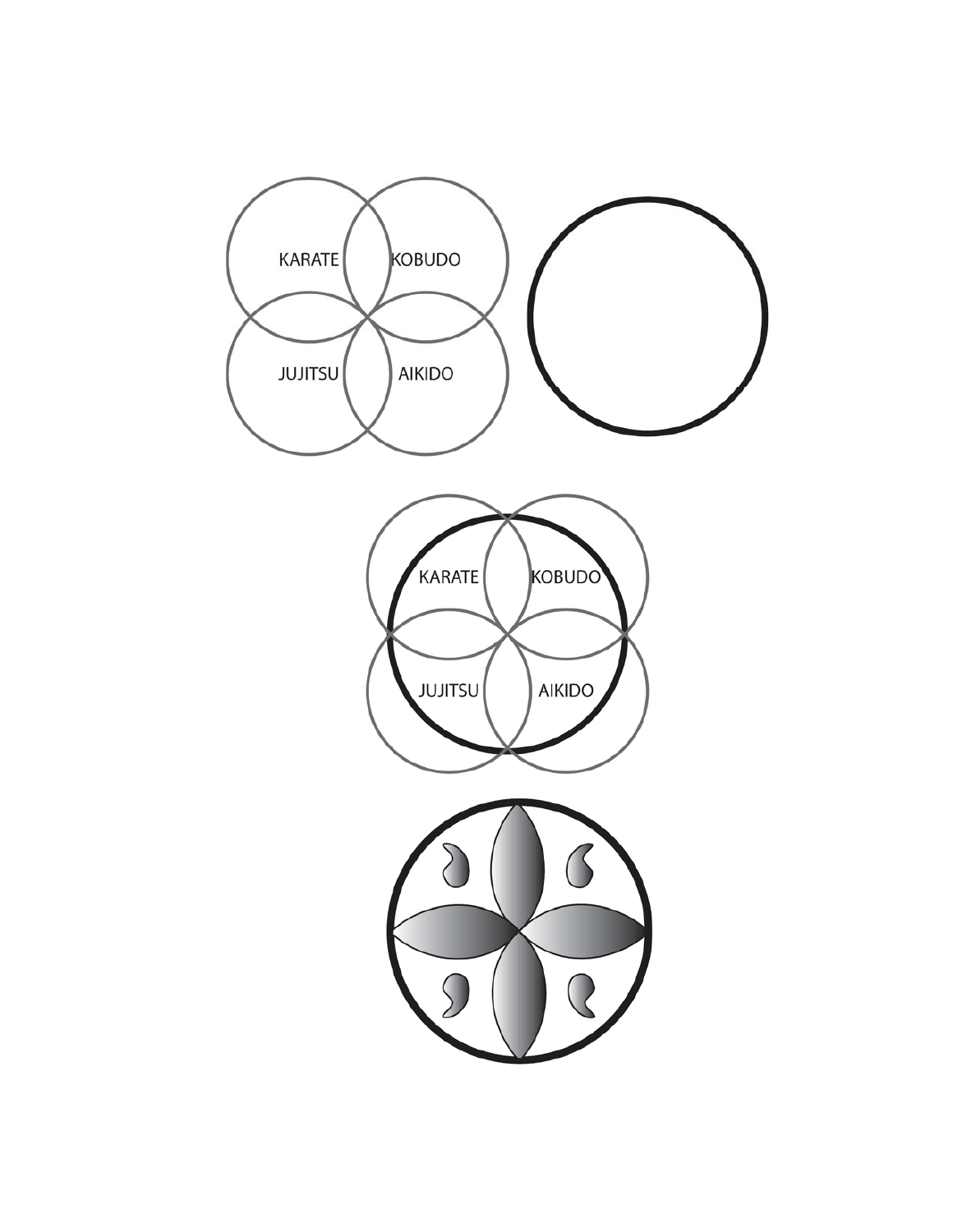KARATE KOBUDO

JUJITSU AIKIDO

KARATE KOBUDO

JUJITSU AIKIDO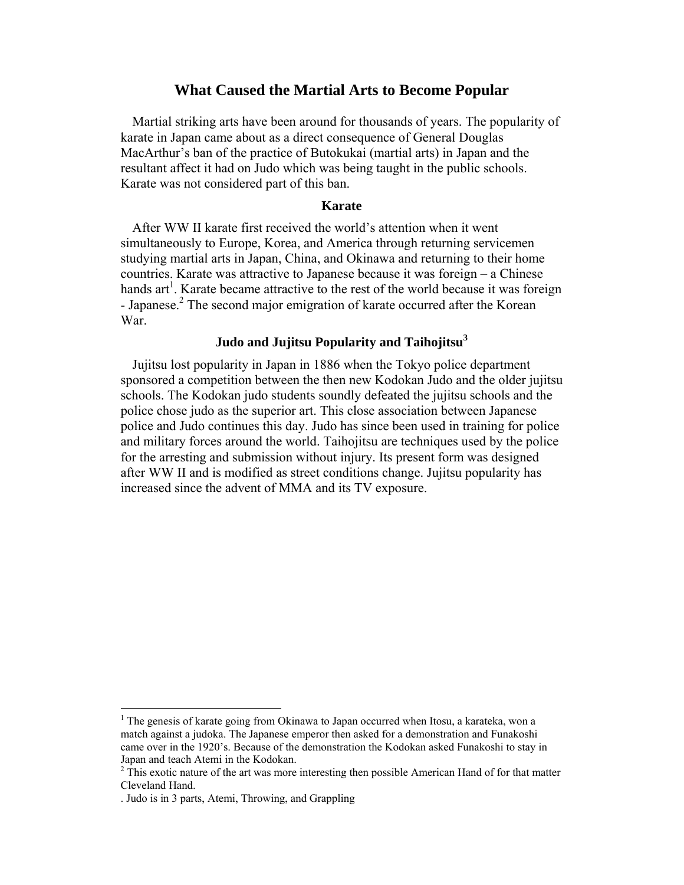# What Caused the Martial Arts to Become Popular

Martial striking arts have been around for thousands of years. The popularity of karate in Japan came about as a direct consequence of General Douglas MacArthur's ban of the practice of Butokukai (martial arts) in Japan and the resultant affect it had on Judo which was being taught in the public schools. Karate was not considered part of this ban.

## Karate

After WW II karate first received the world's attention when it went simultaneously to Europe, Korea, and America through returning servicemen studying martial arts in Japan, China, and Okinawa and returning to their home countries. Karate was attractive to Japanese because it was foreign – a Chinese hands art[1]. Karate became attractive to the rest of the world because it was foreign - Japanese.[2] The second major emigration of karate occurred after the Korean War.

## Judo and Jujitsu Popularity and Taihojitsu[3]

Jujitsu lost popularity in Japan in 1886 when the Tokyo police department sponsored a competition between the then new Kodokan Judo and the older jujitsu schools. The Kodokan judo students soundly defeated the jujitsu schools and the police chose judo as the superior art. This close association between Japanese police and Judo continues this day. Judo has since been used in training for police and military forces around the world. Taihojitsu are techniques used by the police for the arresting and submission without injury. Its present form was designed after WW II and is modified as street conditions change. Jujitsu popularity has increased since the advent of MMA and its TV exposure.

---

[1] The genesis of karate going from Okinawa to Japan occurred when Itosu, a karateka, won a match against a judoka. The Japanese emperor then asked for a demonstration and Funakoshi came over in the 1920's. Because of the demonstration the Kodokan asked Funakoshi to stay in Japan and teach Atemi in the Kodokan.

[2] This exotic nature of the art was more interesting then possible American Hand of for that matter Cleveland Hand.

. Judo is in 3 parts, Atemi, Throwing, and Grappling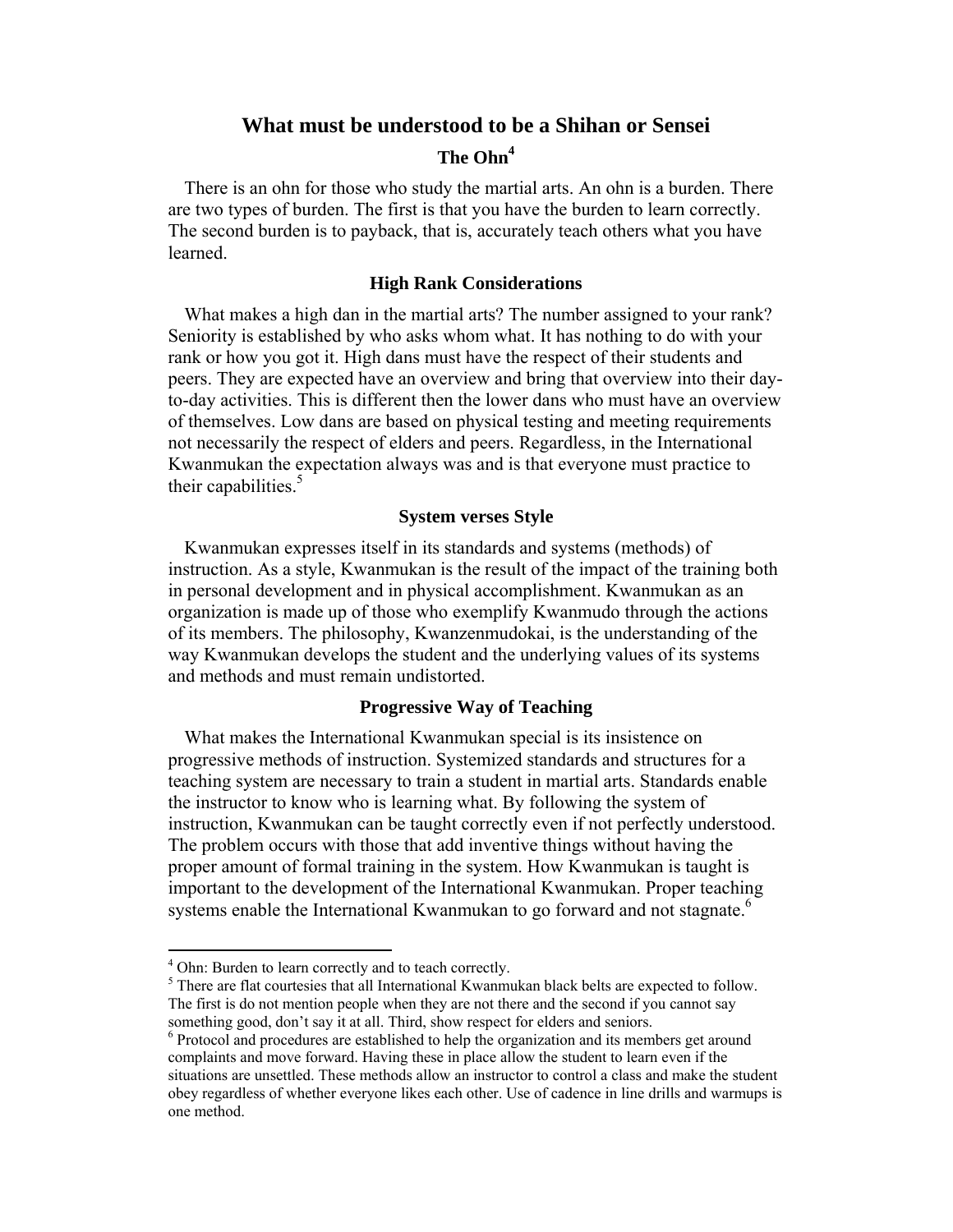# What must be understood to be a Shihan or Sensei

## The Ohn[4]

There is an ohn for those who study the martial arts. An ohn is a burden. There are two types of burden. The first is that you have the burden to learn correctly. The second burden is to payback, that is, accurately teach others what you have learned.

### High Rank Considerations

What makes a high dan in the martial arts? The number assigned to your rank? Seniority is established by who asks whom what. It has nothing to do with your rank or how you got it. High dans must have the respect of their students and peers. They are expected have an overview and bring that overview into their day-to-day activities. This is different then the lower dans who must have an overview of themselves. Low dans are based on physical testing and meeting requirements not necessarily the respect of elders and peers. Regardless, in the International Kwanmukan the expectation always was and is that everyone must practice to their capabilities.[5]

### System verses Style

Kwanmukan expresses itself in its standards and systems (methods) of instruction. As a style, Kwanmukan is the result of the impact of the training both in personal development and in physical accomplishment. Kwanmukan as an organization is made up of those who exemplify Kwanmudo through the actions of its members. The philosophy, Kwanzenmudokai, is the understanding of the way Kwanmukan develops the student and the underlying values of its systems and methods and must remain undistorted.

### Progressive Way of Teaching

What makes the International Kwanmukan special is its insistence on progressive methods of instruction. Systemized standards and structures for a teaching system are necessary to train a student in martial arts. Standards enable the instructor to know who is learning what. By following the system of instruction, Kwanmukan can be taught correctly even if not perfectly understood. The problem occurs with those that add inventive things without having the proper amount of formal training in the system. How Kwanmukan is taught is important to the development of the International Kwanmukan. Proper teaching systems enable the International Kwanmukan to go forward and not stagnate.[6]

---

[4] Ohn: Burden to learn correctly and to teach correctly.

[5] There are flat courtesies that all International Kwanmukan black belts are expected to follow. The first is do not mention people when they are not there and the second if you cannot say something good, don't say it at all. Third, show respect for elders and seniors.

[6] Protocol and procedures are established to help the organization and its members get around complaints and move forward. Having these in place allow the student to learn even if the situations are unsettled. These methods allow an instructor to control a class and make the student obey regardless of whether everyone likes each other. Use of cadence in line drills and warmups is one method.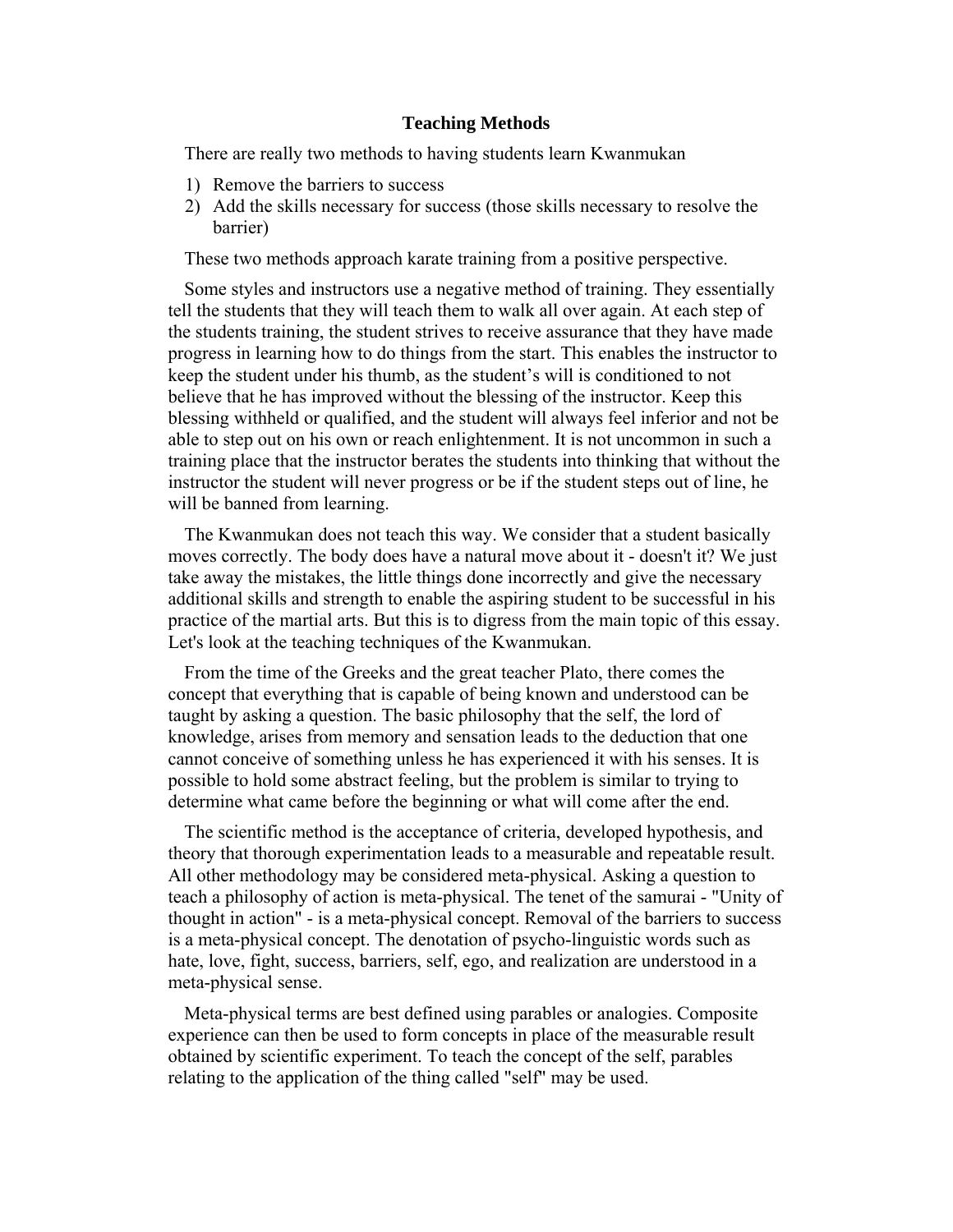## Teaching Methods

There are really two methods to having students learn Kwanmukan

1) Remove the barriers to success
2) Add the skills necessary for success (those skills necessary to resolve the barrier)

These two methods approach karate training from a positive perspective.

Some styles and instructors use a negative method of training. They essentially tell the students that they will teach them to walk all over again. At each step of the students training, the student strives to receive assurance that they have made progress in learning how to do things from the start. This enables the instructor to keep the student under his thumb, as the student's will is conditioned to not believe that he has improved without the blessing of the instructor. Keep this blessing withheld or qualified, and the student will always feel inferior and not be able to step out on his own or reach enlightenment. It is not uncommon in such a training place that the instructor berates the students into thinking that without the instructor the student will never progress or be if the student steps out of line, he will be banned from learning.

The Kwanmukan does not teach this way. We consider that a student basically moves correctly. The body does have a natural move about it - doesn't it? We just take away the mistakes, the little things done incorrectly and give the necessary additional skills and strength to enable the aspiring student to be successful in his practice of the martial arts. But this is to digress from the main topic of this essay. Let's look at the teaching techniques of the Kwanmukan.

From the time of the Greeks and the great teacher Plato, there comes the concept that everything that is capable of being known and understood can be taught by asking a question. The basic philosophy that the self, the lord of knowledge, arises from memory and sensation leads to the deduction that one cannot conceive of something unless he has experienced it with his senses. It is possible to hold some abstract feeling, but the problem is similar to trying to determine what came before the beginning or what will come after the end.

The scientific method is the acceptance of criteria, developed hypothesis, and theory that thorough experimentation leads to a measurable and repeatable result. All other methodology may be considered meta-physical. Asking a question to teach a philosophy of action is meta-physical. The tenet of the samurai - "Unity of thought in action" - is a meta-physical concept. Removal of the barriers to success is a meta-physical concept. The denotation of psycho-linguistic words such as hate, love, fight, success, barriers, self, ego, and realization are understood in a meta-physical sense.

Meta-physical terms are best defined using parables or analogies. Composite experience can then be used to form concepts in place of the measurable result obtained by scientific experiment. To teach the concept of the self, parables relating to the application of the thing called "self" may be used.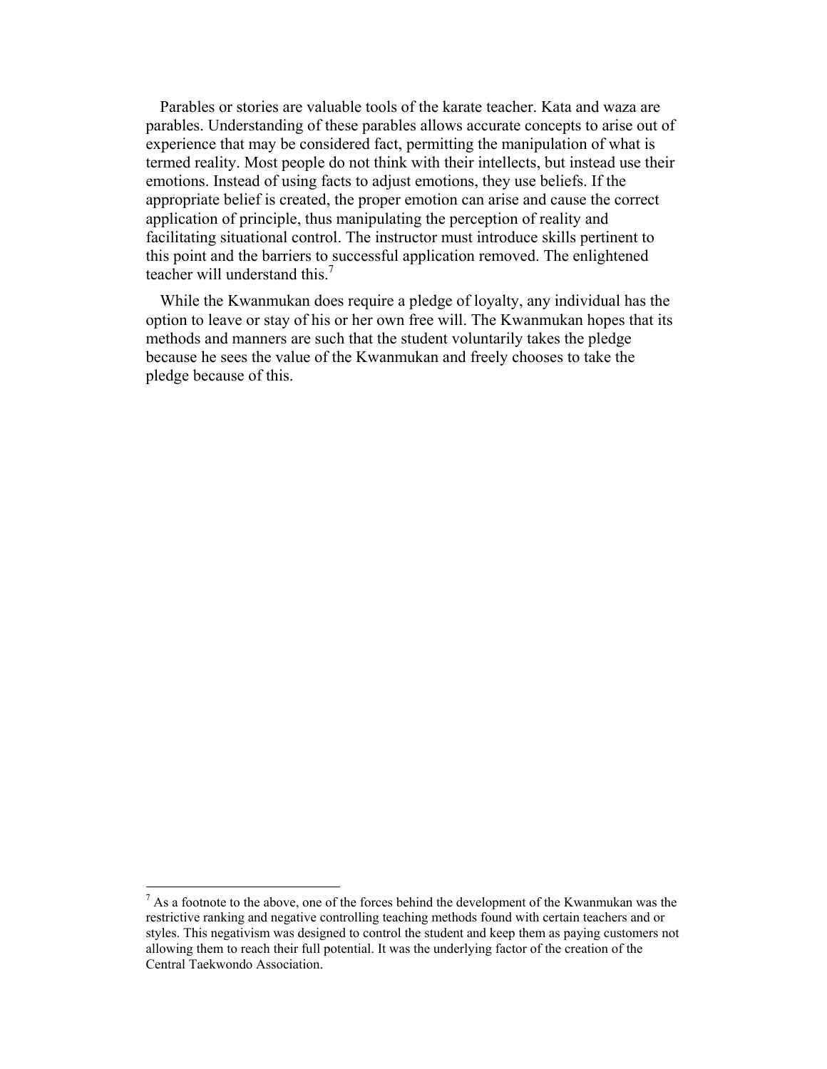Parables or stories are valuable tools of the karate teacher. Kata and waza are parables. Understanding of these parables allows accurate concepts to arise out of experience that may be considered fact, permitting the manipulation of what is termed reality. Most people do not think with their intellects, but instead use their emotions. Instead of using facts to adjust emotions, they use beliefs. If the appropriate belief is created, the proper emotion can arise and cause the correct application of principle, thus manipulating the perception of reality and facilitating situational control. The instructor must introduce skills pertinent to this point and the barriers to successful application removed. The enlightened teacher will understand this.[7]

While the Kwanmukan does require a pledge of loyalty, any individual has the option to leave or stay of his or her own free will. The Kwanmukan hopes that its methods and manners are such that the student voluntarily takes the pledge because he sees the value of the Kwanmukan and freely chooses to take the pledge because of this.

---

[7] As a footnote to the above, one of the forces behind the development of the Kwanmukan was the restrictive ranking and negative controlling teaching methods found with certain teachers and or styles. This negativism was designed to control the student and keep them as paying customers not allowing them to reach their full potential. It was the underlying factor of the creation of the Central Taekwondo Association.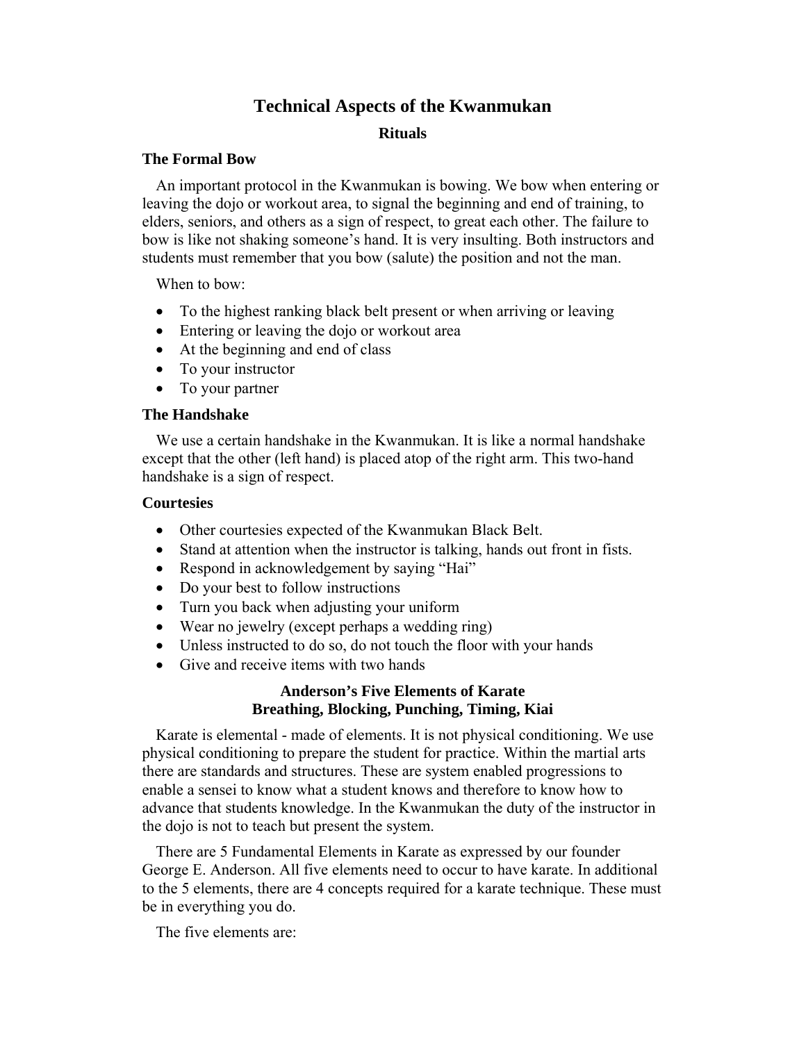# Technical Aspects of the Kwanmukan

## Rituals

### The Formal Bow

An important protocol in the Kwanmukan is bowing. We bow when entering or leaving the dojo or workout area, to signal the beginning and end of training, to elders, seniors, and others as a sign of respect, to great each other. The failure to bow is like not shaking someone's hand. It is very insulting. Both instructors and students must remember that you bow (salute) the position and not the man.

When to bow:

- To the highest ranking black belt present or when arriving or leaving
- Entering or leaving the dojo or workout area
- At the beginning and end of class
- To your instructor
- To your partner

### The Handshake

We use a certain handshake in the Kwanmukan. It is like a normal handshake except that the other (left hand) is placed atop of the right arm. This two-hand handshake is a sign of respect.

### Courtesies

- Other courtesies expected of the Kwanmukan Black Belt.
- Stand at attention when the instructor is talking, hands out front in fists.
- Respond in acknowledgement by saying "Hai"
- Do your best to follow instructions
- Turn you back when adjusting your uniform
- Wear no jewelry (except perhaps a wedding ring)
- Unless instructed to do so, do not touch the floor with your hands
- Give and receive items with two hands

## Anderson's Five Elements of Karate
## Breathing, Blocking, Punching, Timing, Kiai

Karate is elemental - made of elements. It is not physical conditioning. We use physical conditioning to prepare the student for practice. Within the martial arts there are standards and structures. These are system enabled progressions to enable a sensei to know what a student knows and therefore to know how to advance that students knowledge. In the Kwanmukan the duty of the instructor in the dojo is not to teach but present the system.

There are 5 Fundamental Elements in Karate as expressed by our founder George E. Anderson. All five elements need to occur to have karate. In additional to the 5 elements, there are 4 concepts required for a karate technique. These must be in everything you do.

The five elements are: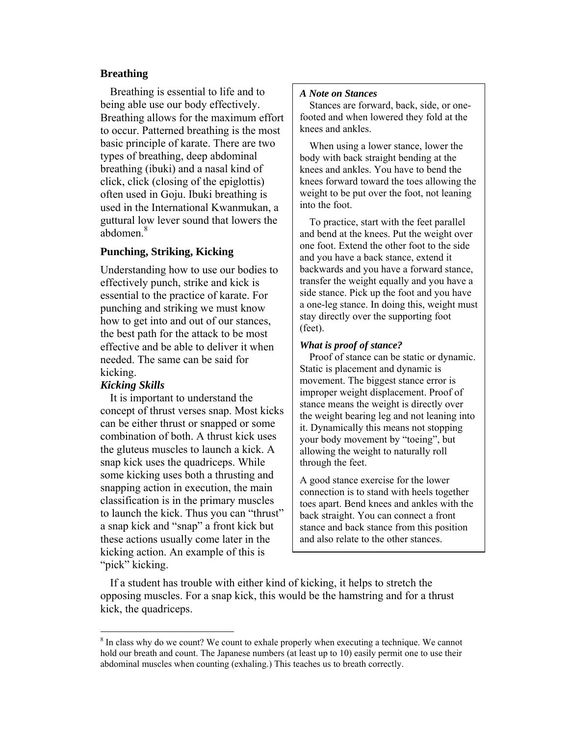## Breathing

Breathing is essential to life and to being able use our body effectively. Breathing allows for the maximum effort to occur. Patterned breathing is the most basic principle of karate. There are two types of breathing, deep abdominal breathing (ibuki) and a nasal kind of click, click (closing of the epiglottis) often used in Goju. Ibuki breathing is used in the International Kwanmukan, a guttural low lever sound that lowers the abdomen.[8]

## Punching, Striking, Kicking

Understanding how to use our bodies to effectively punch, strike and kick is essential to the practice of karate. For punching and striking we must know how to get into and out of our stances, the best path for the attack to be most effective and be able to deliver it when needed. The same can be said for kicking.

### *Kicking Skills*

It is important to understand the concept of thrust verses snap. Most kicks can be either thrust or snapped or some combination of both. A thrust kick uses the gluteus muscles to launch a kick. A snap kick uses the quadriceps. While some kicking uses both a thrusting and snapping action in execution, the main classification is in the primary muscles to launch the kick. Thus you can "thrust" a snap kick and "snap" a front kick but these actions usually come later in the kicking action. An example of this is "pick" kicking.

If a student has trouble with either kind of kicking, it helps to stretch the opposing muscles. For a snap kick, this would be the hamstring and for a thrust kick, the quadriceps.

***A Note on Stances***

Stances are forward, back, side, or one-footed and when lowered they fold at the knees and ankles.

When using a lower stance, lower the body with back straight bending at the knees and ankles. You have to bend the knees forward toward the toes allowing the weight to be put over the foot, not leaning into the foot.

To practice, start with the feet parallel and bend at the knees. Put the weight over one foot. Extend the other foot to the side and you have a back stance, extend it backwards and you have a forward stance, transfer the weight equally and you have a side stance. Pick up the foot and you have a one-leg stance. In doing this, weight must stay directly over the supporting foot (feet).

***What is proof of stance?***

Proof of stance can be static or dynamic. Static is placement and dynamic is movement. The biggest stance error is improper weight displacement. Proof of stance means the weight is directly over the weight bearing leg and not leaning into it. Dynamically this means not stopping your body movement by "toeing", but allowing the weight to naturally roll through the feet.

A good stance exercise for the lower connection is to stand with heels together toes apart. Bend knees and ankles with the back straight. You can connect a front stance and back stance from this position and also relate to the other stances.

---

[8] In class why do we count? We count to exhale properly when executing a technique. We cannot hold our breath and count. The Japanese numbers (at least up to 10) easily permit one to use their abdominal muscles when counting (exhaling.) This teaches us to breath correctly.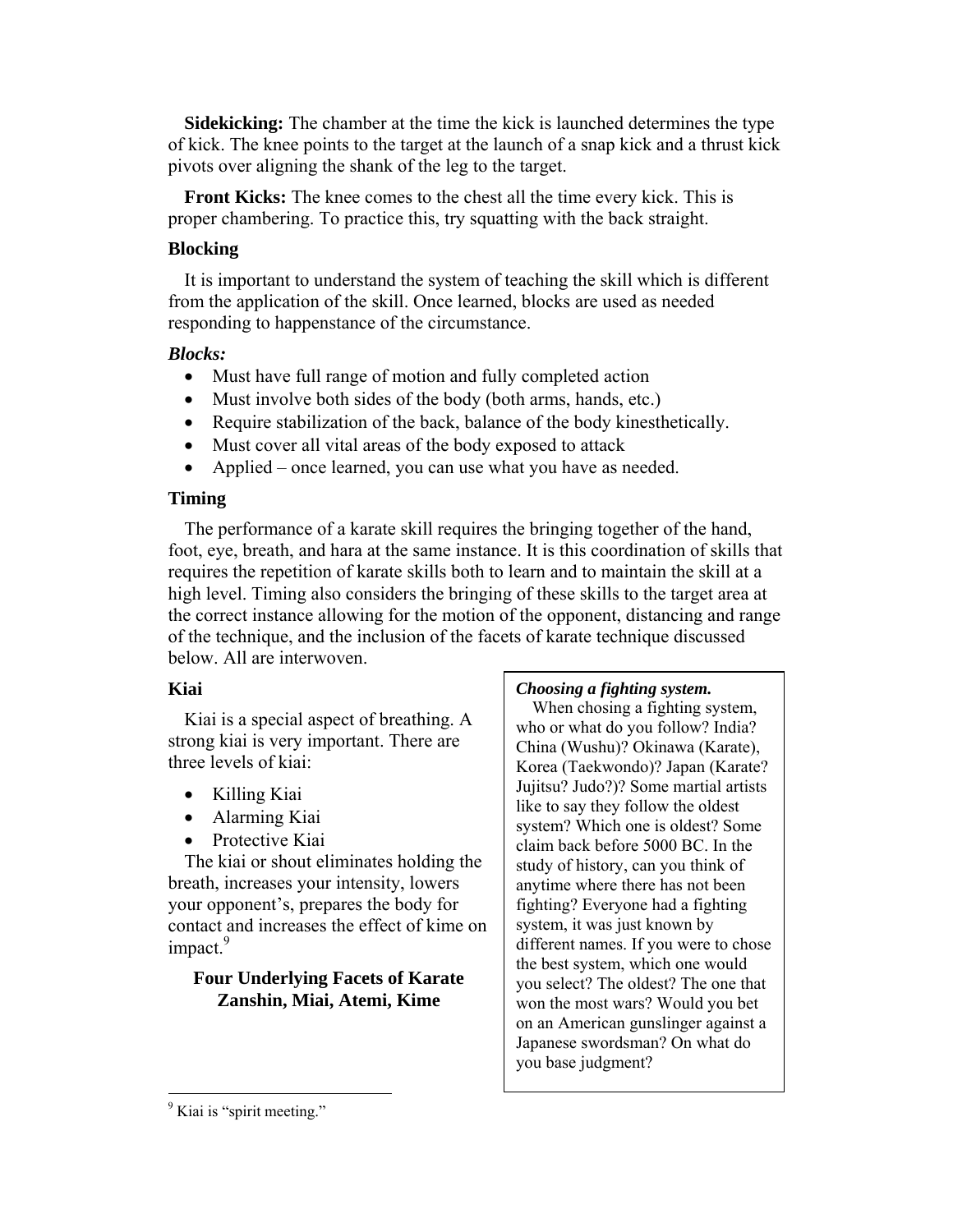**Sidekicking:** The chamber at the time the kick is launched determines the type of kick. The knee points to the target at the launch of a snap kick and a thrust kick pivots over aligning the shank of the leg to the target.

**Front Kicks:** The knee comes to the chest all the time every kick. This is proper chambering. To practice this, try squatting with the back straight.

### Blocking

It is important to understand the system of teaching the skill which is different from the application of the skill. Once learned, blocks are used as needed responding to happenstance of the circumstance.

***Blocks:***

- Must have full range of motion and fully completed action
- Must involve both sides of the body (both arms, hands, etc.)
- Require stabilization of the back, balance of the body kinesthetically.
- Must cover all vital areas of the body exposed to attack
- Applied – once learned, you can use what you have as needed.

### Timing

The performance of a karate skill requires the bringing together of the hand, foot, eye, breath, and hara at the same instance. It is this coordination of skills that requires the repetition of karate skills both to learn and to maintain the skill at a high level. Timing also considers the bringing of these skills to the target area at the correct instance allowing for the motion of the opponent, distancing and range of the technique, and the inclusion of the facets of karate technique discussed below. All are interwoven.

### Kiai

Kiai is a special aspect of breathing. A strong kiai is very important. There are three levels of kiai:

- Killing Kiai
- Alarming Kiai
- Protective Kiai

The kiai or shout eliminates holding the breath, increases your intensity, lowers your opponent's, prepares the body for contact and increases the effect of kime on impact.[9]

## Four Underlying Facets of Karate Zanshin, Miai, Atemi, Kime

> ***Choosing a fighting system.***
>
> When chosing a fighting system, who or what do you follow? India? China (Wushu)? Okinawa (Karate), Korea (Taekwondo)? Japan (Karate? Jujitsu? Judo?)? Some martial artists like to say they follow the oldest system? Which one is oldest? Some claim back before 5000 BC. In the study of history, can you think of anytime where there has not been fighting? Everyone had a fighting system, it was just known by different names. If you were to chose the best system, which one would you select? The oldest? The one that won the most wars? Would you bet on an American gunslinger against a Japanese swordsman? On what do you base judgment?

[9] Kiai is "spirit meeting."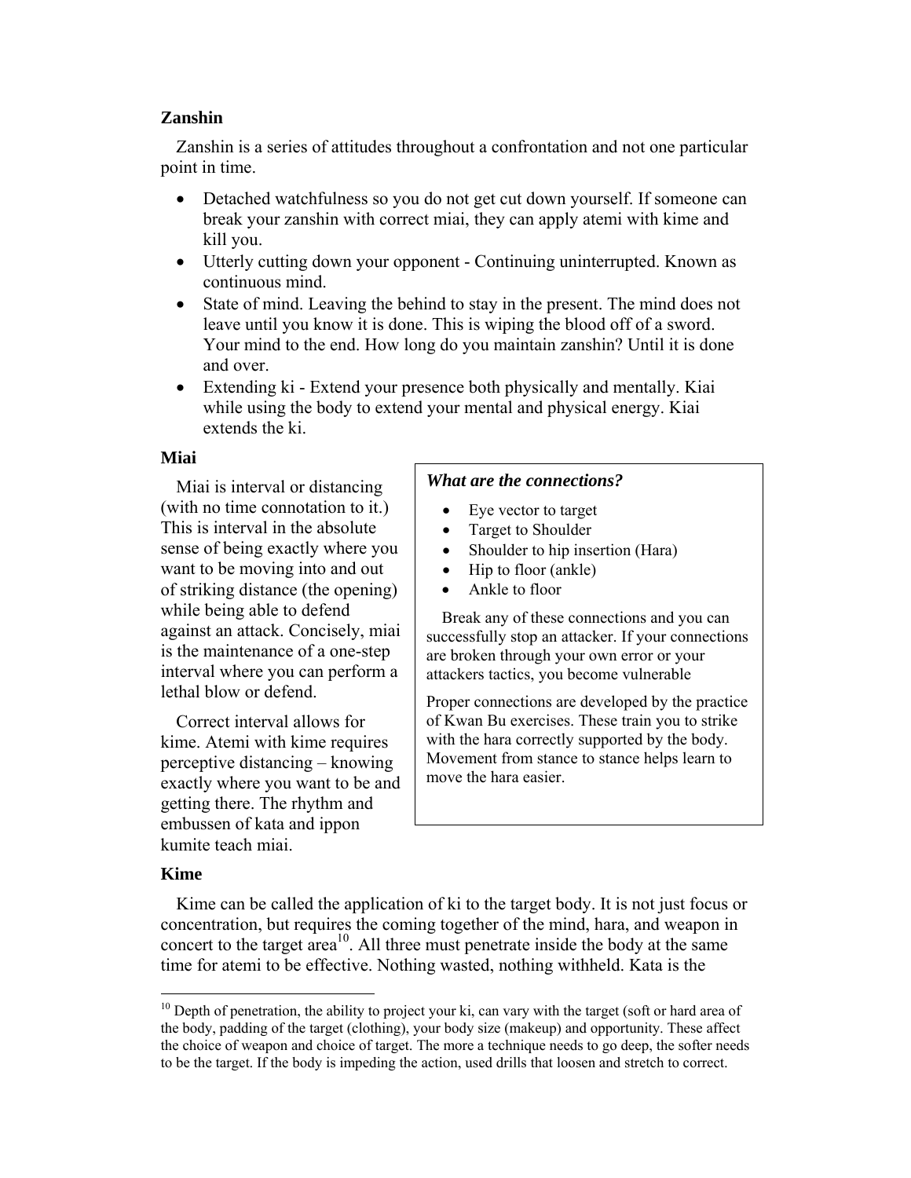**Zanshin**

Zanshin is a series of attitudes throughout a confrontation and not one particular point in time.

- Detached watchfulness so you do not get cut down yourself. If someone can break your zanshin with correct miai, they can apply atemi with kime and kill you.
- Utterly cutting down your opponent - Continuing uninterrupted. Known as continuous mind.
- State of mind. Leaving the behind to stay in the present. The mind does not leave until you know it is done. This is wiping the blood off of a sword. Your mind to the end. How long do you maintain zanshin? Until it is done and over.
- Extending ki - Extend your presence both physically and mentally. Kiai while using the body to extend your mental and physical energy. Kiai extends the ki.

**Miai**

Miai is interval or distancing (with no time connotation to it.) This is interval in the absolute sense of being exactly where you want to be moving into and out of striking distance (the opening) while being able to defend against an attack. Concisely, miai is the maintenance of a one-step interval where you can perform a lethal blow or defend.

Correct interval allows for kime. Atemi with kime requires perceptive distancing – knowing exactly where you want to be and getting there. The rhythm and embussen of kata and ippon kumite teach miai.

***What are the connections?***

- Eye vector to target
- Target to Shoulder
- Shoulder to hip insertion (Hara)
- Hip to floor (ankle)
- Ankle to floor

Break any of these connections and you can successfully stop an attacker. If your connections are broken through your own error or your attackers tactics, you become vulnerable

Proper connections are developed by the practice of Kwan Bu exercises. These train you to strike with the hara correctly supported by the body. Movement from stance to stance helps learn to move the hara easier.

**Kime**

Kime can be called the application of ki to the target body. It is not just focus or concentration, but requires the coming together of the mind, hara, and weapon in concert to the target area[10]. All three must penetrate inside the body at the same time for atemi to be effective. Nothing wasted, nothing withheld. Kata is the

[10] Depth of penetration, the ability to project your ki, can vary with the target (soft or hard area of the body, padding of the target (clothing), your body size (makeup) and opportunity. These affect the choice of weapon and choice of target. The more a technique needs to go deep, the softer needs to be the target. If the body is impeding the action, used drills that loosen and stretch to correct.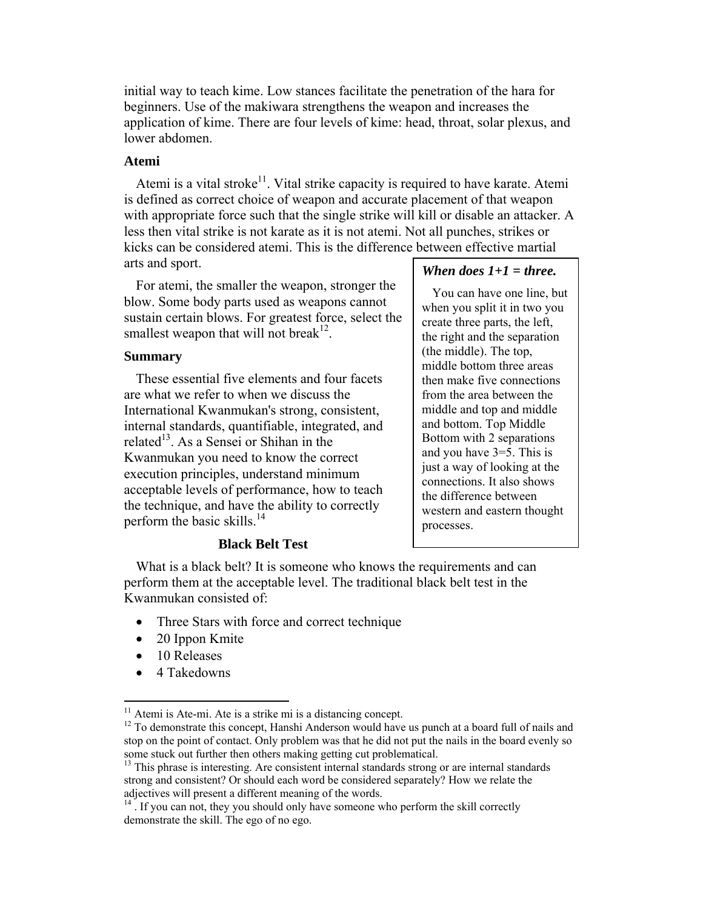initial way to teach kime. Low stances facilitate the penetration of the hara for beginners. Use of the makiwara strengthens the weapon and increases the application of kime. There are four levels of kime: head, throat, solar plexus, and lower abdomen.

### Atemi

Atemi is a vital stroke[11]. Vital strike capacity is required to have karate. Atemi is defined as correct choice of weapon and accurate placement of that weapon with appropriate force such that the single strike will kill or disable an attacker. A less then vital strike is not karate as it is not atemi. Not all punches, strikes or kicks can be considered atemi. This is the difference between effective martial arts and sport.

For atemi, the smaller the weapon, stronger the blow. Some body parts used as weapons cannot sustain certain blows. For greatest force, select the smallest weapon that will not break[12].

### Summary

These essential five elements and four facets are what we refer to when we discuss the International Kwanmukan's strong, consistent, internal standards, quantifiable, integrated, and related[13]. As a Sensei or Shihan in the Kwanmukan you need to know the correct execution principles, understand minimum acceptable levels of performance, how to teach the technique, and have the ability to correctly perform the basic skills.[14]

> ***When does 1+1 = three.***
>
> You can have one line, but when you split it in two you create three parts, the left, the right and the separation (the middle). The top, middle bottom three areas then make five connections from the area between the middle and top and middle and bottom. Top Middle Bottom with 2 separations and you have 3=5. This is just a way of looking at the connections. It also shows the difference between western and eastern thought processes.

## Black Belt Test

What is a black belt? It is someone who knows the requirements and can perform them at the acceptable level. The traditional black belt test in the Kwanmukan consisted of:

- Three Stars with force and correct technique
- 20 Ippon Kmite
- 10 Releases
- 4 Takedowns

---

[11] Atemi is Ate-mi. Ate is a strike mi is a distancing concept.

[12] To demonstrate this concept, Hanshi Anderson would have us punch at a board full of nails and stop on the point of contact. Only problem was that he did not put the nails in the board evenly so some stuck out further then others making getting cut problematical.

[13] This phrase is interesting. Are consistent internal standards strong or are internal standards strong and consistent? Or should each word be considered separately? How we relate the adjectives will present a different meaning of the words.

[14] . If you can not, they you should only have someone who perform the skill correctly demonstrate the skill. The ego of no ego.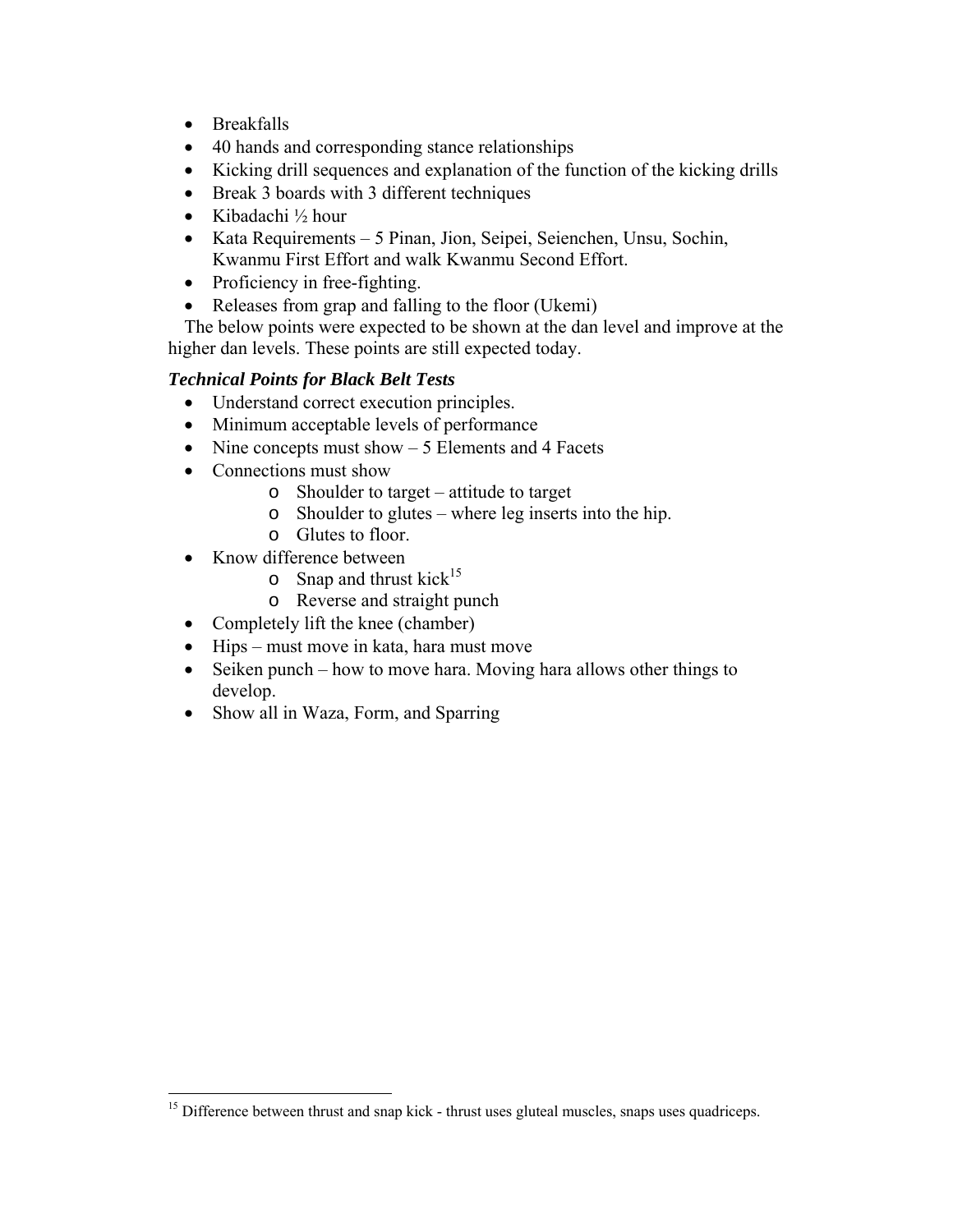- Breakfalls
- 40 hands and corresponding stance relationships
- Kicking drill sequences and explanation of the function of the kicking drills
- Break 3 boards with 3 different techniques
- Kibadachi ½ hour
- Kata Requirements – 5 Pinan, Jion, Seipei, Seienchen, Unsu, Sochin, Kwanmu First Effort and walk Kwanmu Second Effort.
- Proficiency in free-fighting.
- Releases from grap and falling to the floor (Ukemi)

The below points were expected to be shown at the dan level and improve at the higher dan levels. These points are still expected today.

***Technical Points for Black Belt Tests***

- Understand correct execution principles.
- Minimum acceptable levels of performance
- Nine concepts must show – 5 Elements and 4 Facets
- Connections must show
  - Shoulder to target – attitude to target
  - Shoulder to glutes – where leg inserts into the hip.
  - Glutes to floor.
- Know difference between
  - Snap and thrust kick[15]
  - Reverse and straight punch
- Completely lift the knee (chamber)
- Hips – must move in kata, hara must move
- Seiken punch – how to move hara. Moving hara allows other things to develop.
- Show all in Waza, Form, and Sparring

---

[15] Difference between thrust and snap kick - thrust uses gluteal muscles, snaps uses quadriceps.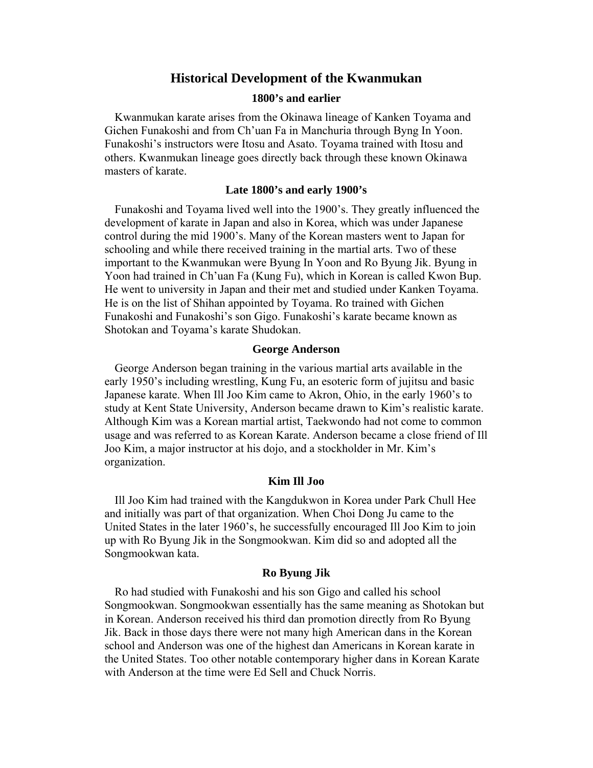# Historical Development of the Kwanmukan

## 1800's and earlier

Kwanmukan karate arises from the Okinawa lineage of Kanken Toyama and Gichen Funakoshi and from Ch'uan Fa in Manchuria through Byng In Yoon. Funakoshi's instructors were Itosu and Asato. Toyama trained with Itosu and others. Kwanmukan lineage goes directly back through these known Okinawa masters of karate.

## Late 1800's and early 1900's

Funakoshi and Toyama lived well into the 1900's. They greatly influenced the development of karate in Japan and also in Korea, which was under Japanese control during the mid 1900's. Many of the Korean masters went to Japan for schooling and while there received training in the martial arts. Two of these important to the Kwanmukan were Byung In Yoon and Ro Byung Jik. Byung in Yoon had trained in Ch'uan Fa (Kung Fu), which in Korean is called Kwon Bup. He went to university in Japan and their met and studied under Kanken Toyama. He is on the list of Shihan appointed by Toyama. Ro trained with Gichen Funakoshi and Funakoshi's son Gigo. Funakoshi's karate became known as Shotokan and Toyama's karate Shudokan.

## George Anderson

George Anderson began training in the various martial arts available in the early 1950's including wrestling, Kung Fu, an esoteric form of jujitsu and basic Japanese karate. When Ill Joo Kim came to Akron, Ohio, in the early 1960's to study at Kent State University, Anderson became drawn to Kim's realistic karate. Although Kim was a Korean martial artist, Taekwondo had not come to common usage and was referred to as Korean Karate. Anderson became a close friend of Ill Joo Kim, a major instructor at his dojo, and a stockholder in Mr. Kim's organization.

## Kim Ill Joo

Ill Joo Kim had trained with the Kangdukwon in Korea under Park Chull Hee and initially was part of that organization. When Choi Dong Ju came to the United States in the later 1960's, he successfully encouraged Ill Joo Kim to join up with Ro Byung Jik in the Songmookwan. Kim did so and adopted all the Songmookwan kata.

## Ro Byung Jik

Ro had studied with Funakoshi and his son Gigo and called his school Songmookwan. Songmookwan essentially has the same meaning as Shotokan but in Korean. Anderson received his third dan promotion directly from Ro Byung Jik. Back in those days there were not many high American dans in the Korean school and Anderson was one of the highest dan Americans in Korean karate in the United States. Too other notable contemporary higher dans in Korean Karate with Anderson at the time were Ed Sell and Chuck Norris.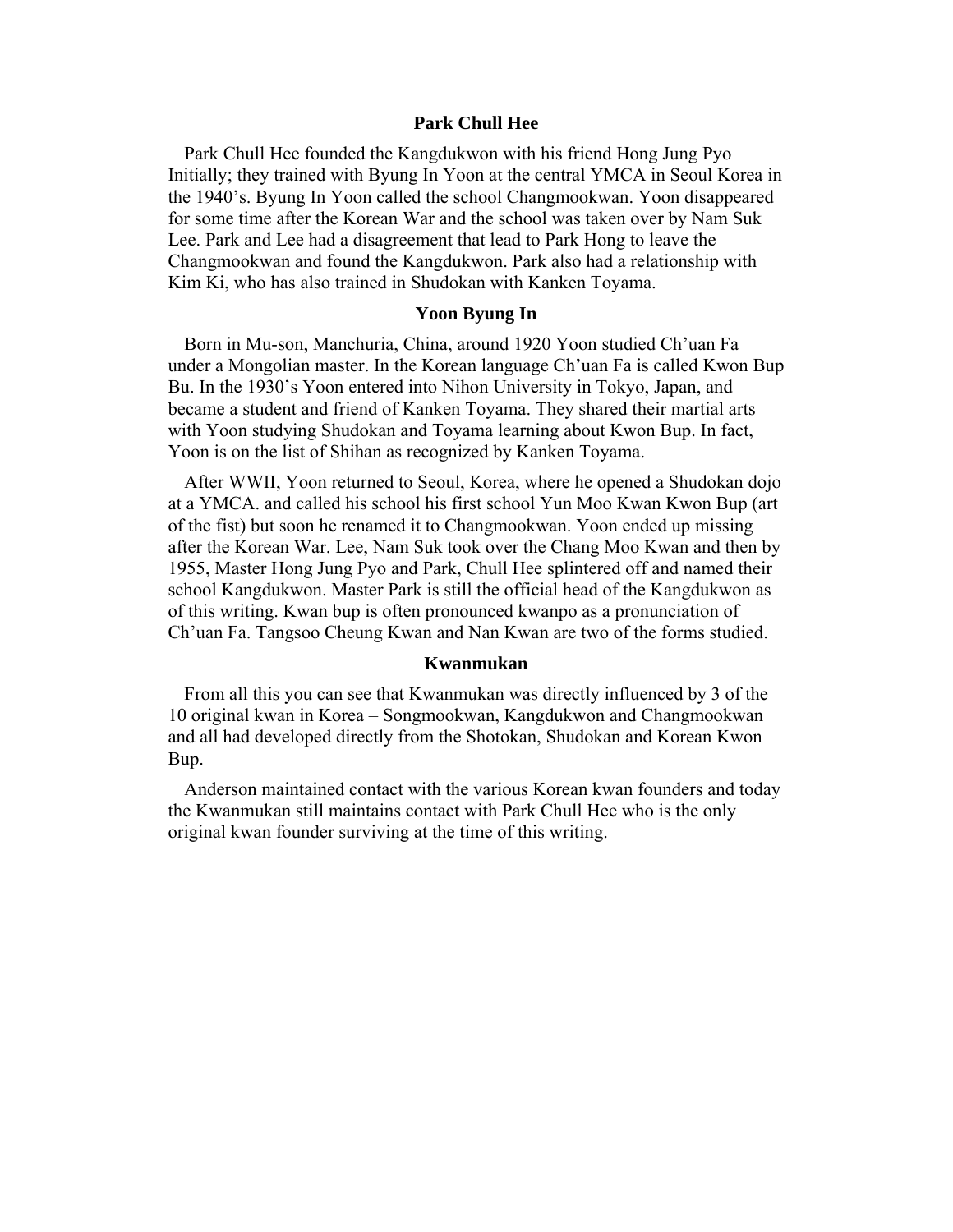### Park Chull Hee

Park Chull Hee founded the Kangdukwon with his friend Hong Jung Pyo Initially; they trained with Byung In Yoon at the central YMCA in Seoul Korea in the 1940's. Byung In Yoon called the school Changmookwan. Yoon disappeared for some time after the Korean War and the school was taken over by Nam Suk Lee. Park and Lee had a disagreement that lead to Park Hong to leave the Changmookwan and found the Kangdukwon. Park also had a relationship with Kim Ki, who has also trained in Shudokan with Kanken Toyama.

### Yoon Byung In

Born in Mu-son, Manchuria, China, around 1920 Yoon studied Ch'uan Fa under a Mongolian master. In the Korean language Ch'uan Fa is called Kwon Bup Bu. In the 1930's Yoon entered into Nihon University in Tokyo, Japan, and became a student and friend of Kanken Toyama. They shared their martial arts with Yoon studying Shudokan and Toyama learning about Kwon Bup. In fact, Yoon is on the list of Shihan as recognized by Kanken Toyama.

After WWII, Yoon returned to Seoul, Korea, where he opened a Shudokan dojo at a YMCA. and called his school his first school Yun Moo Kwan Kwon Bup (art of the fist) but soon he renamed it to Changmookwan. Yoon ended up missing after the Korean War. Lee, Nam Suk took over the Chang Moo Kwan and then by 1955, Master Hong Jung Pyo and Park, Chull Hee splintered off and named their school Kangdukwon. Master Park is still the official head of the Kangdukwon as of this writing. Kwan bup is often pronounced kwanpo as a pronunciation of Ch'uan Fa. Tangsoo Cheung Kwan and Nan Kwan are two of the forms studied.

### Kwanmukan

From all this you can see that Kwanmukan was directly influenced by 3 of the 10 original kwan in Korea – Songmookwan, Kangdukwon and Changmookwan and all had developed directly from the Shotokan, Shudokan and Korean Kwon Bup.

Anderson maintained contact with the various Korean kwan founders and today the Kwanmukan still maintains contact with Park Chull Hee who is the only original kwan founder surviving at the time of this writing.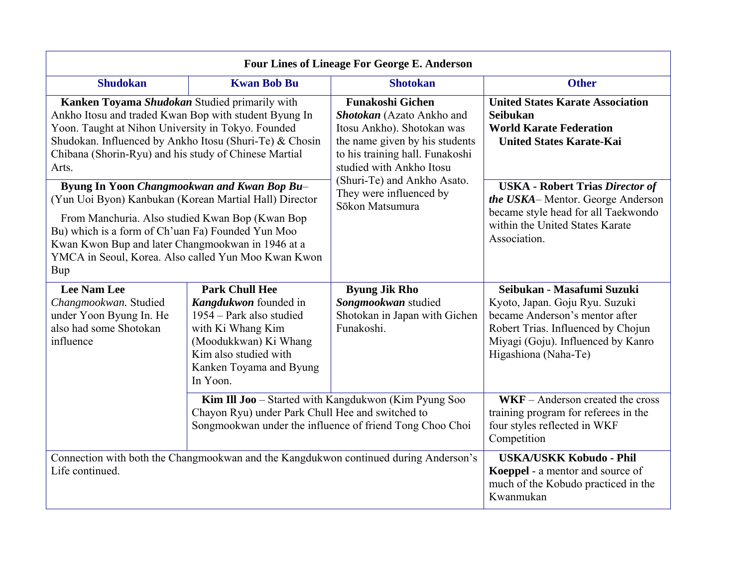| Four Lines of Lineage For George E. Anderson | | | |
|---|---|---|---|
| **Shudokan** | **Kwan Bob Bu** | **Shotokan** | **Other** |
| **Kanken Toyama *Shudokan*** Studied primarily with Ankho Itosu and traded Kwan Bop with student Byung In Yoon. Taught at Nihon University in Tokyo. Founded Shudokan. Influenced by Ankho Itosu (Shuri-Te) & Chosin Chibana (Shorin-Ryu) and his study of Chinese Martial Arts. | | **Funakoshi Gichen *Shotokan*** (Azato Ankho and Itosu Ankho). Shotokan was the name given by his students to his training hall. Funakoshi studied with Ankho Itosu (Shuri-Te) and Ankho Asato. They were influenced by Sōkon Matsumura | **United States Karate Association Seibukan World Karate Federation United States Karate-Kai** |
| **Byung In Yoon *Changmookwan and Kwan Bop Bu*–** (Yun Uoi Byon) Kanbukan (Korean Martial Hall) Director<br><br>From Manchuria. Also studied Kwan Bop (Kwan Bop Bu) which is a form of Ch'uan Fa) Founded Yun Moo Kwan Kwon Bup and later Changmookwan in 1946 at a YMCA in Seoul, Korea. Also called Yun Moo Kwan Kwon Bup | | | **USKA - Robert Trias *Director of the USKA*–** Mentor. George Anderson became style head for all Taekwondo within the United States Karate Association. |
| **Lee Nam Lee** *Changmookwan.* Studied under Yoon Byung In. He also had some Shotokan influence | **Park Chull Hee *Kangdukwon*** founded in 1954 – Park also studied with Ki Whang Kim (Moodukkwan) Ki Whang Kim also studied with Kanken Toyama and Byung In Yoon. | **Byung Jik Rho *Songmookwan*** studied Shotokan in Japan with Gichen Funakoshi. | **Seibukan - Masafumi Suzuki** Kyoto, Japan. Goju Ryu. Suzuki became Anderson's mentor after Robert Trias. Influenced by Chojun Miyagi (Goju). Influenced by Kanro Higashiona (Naha-Te) |
| | **Kim Ill Joo** – Started with Kangdukwon (Kim Pyung Soo Chayon Ryu) under Park Chull Hee and switched to Songmookwan under the influence of friend Tong Choo Choi | | **WKF** – Anderson created the cross training program for referees in the four styles reflected in WKF Competition |
| Connection with both the Changmookwan and the Kangdukwon continued during Anderson's Life continued. | | | **USKA/USKK Kobudo - Phil Koeppel** - a mentor and source of much of the Kobudo practiced in the Kwanmukan |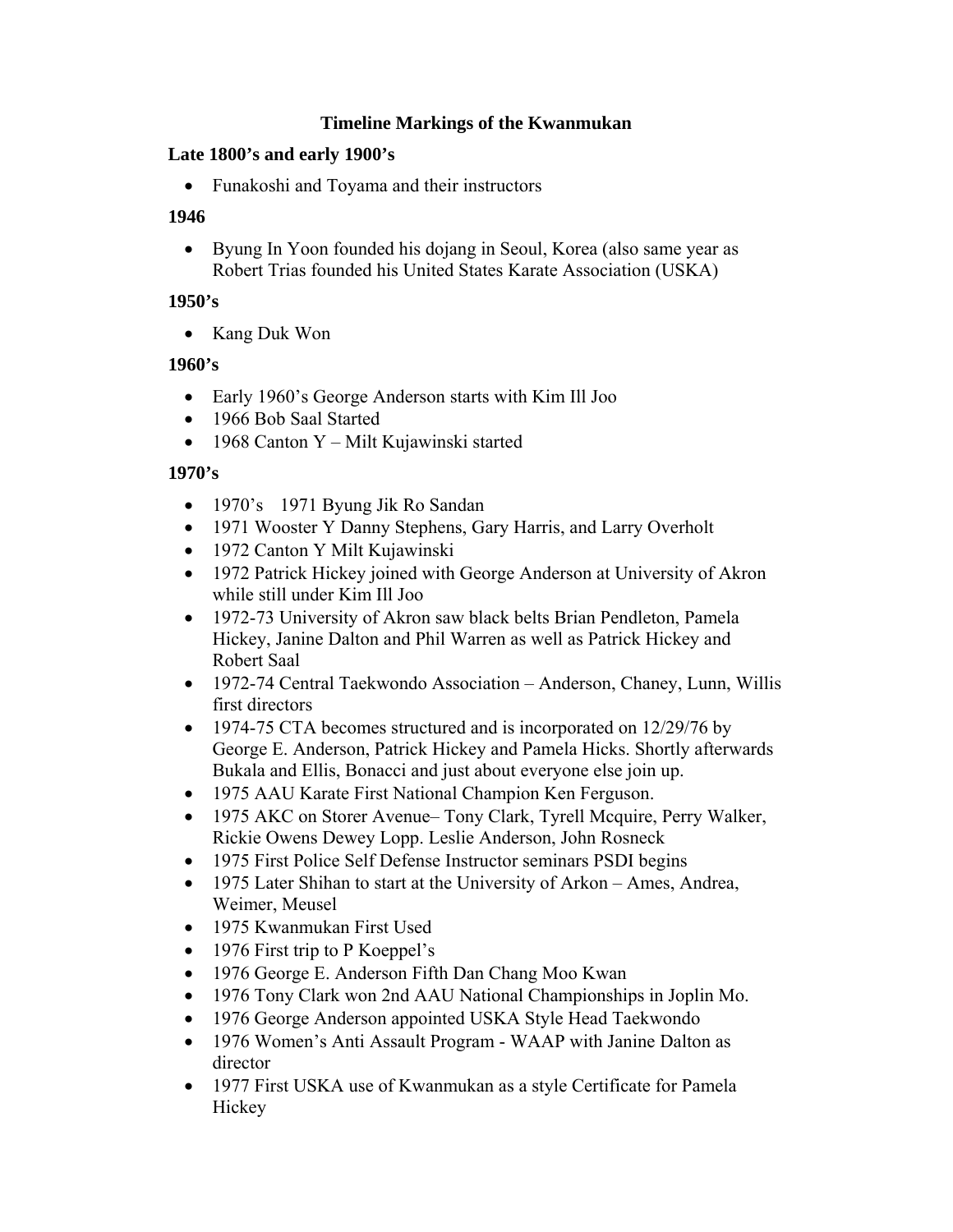# Timeline Markings of the Kwanmukan

## Late 1800's and early 1900's

- Funakoshi and Toyama and their instructors

## 1946

- Byung In Yoon founded his dojang in Seoul, Korea (also same year as Robert Trias founded his United States Karate Association (USKA)

## 1950's

- Kang Duk Won

## 1960's

- Early 1960's George Anderson starts with Kim Ill Joo
- 1966 Bob Saal Started
- 1968 Canton Y – Milt Kujawinski started

## 1970's

- 1970's 1971 Byung Jik Ro Sandan
- 1971 Wooster Y Danny Stephens, Gary Harris, and Larry Overholt
- 1972 Canton Y Milt Kujawinski
- 1972 Patrick Hickey joined with George Anderson at University of Akron while still under Kim Ill Joo
- 1972-73 University of Akron saw black belts Brian Pendleton, Pamela Hickey, Janine Dalton and Phil Warren as well as Patrick Hickey and Robert Saal
- 1972-74 Central Taekwondo Association – Anderson, Chaney, Lunn, Willis first directors
- 1974-75 CTA becomes structured and is incorporated on 12/29/76 by George E. Anderson, Patrick Hickey and Pamela Hicks. Shortly afterwards Bukala and Ellis, Bonacci and just about everyone else join up.
- 1975 AAU Karate First National Champion Ken Ferguson.
- 1975 AKC on Storer Avenue– Tony Clark, Tyrell Mcquire, Perry Walker, Rickie Owens Dewey Lopp. Leslie Anderson, John Rosneck
- 1975 First Police Self Defense Instructor seminars PSDI begins
- 1975 Later Shihan to start at the University of Arkon – Ames, Andrea, Weimer, Meusel
- 1975 Kwanmukan First Used
- 1976 First trip to P Koeppel's
- 1976 George E. Anderson Fifth Dan Chang Moo Kwan
- 1976 Tony Clark won 2nd AAU National Championships in Joplin Mo.
- 1976 George Anderson appointed USKA Style Head Taekwondo
- 1976 Women's Anti Assault Program - WAAP with Janine Dalton as director
- 1977 First USKA use of Kwanmukan as a style Certificate for Pamela Hickey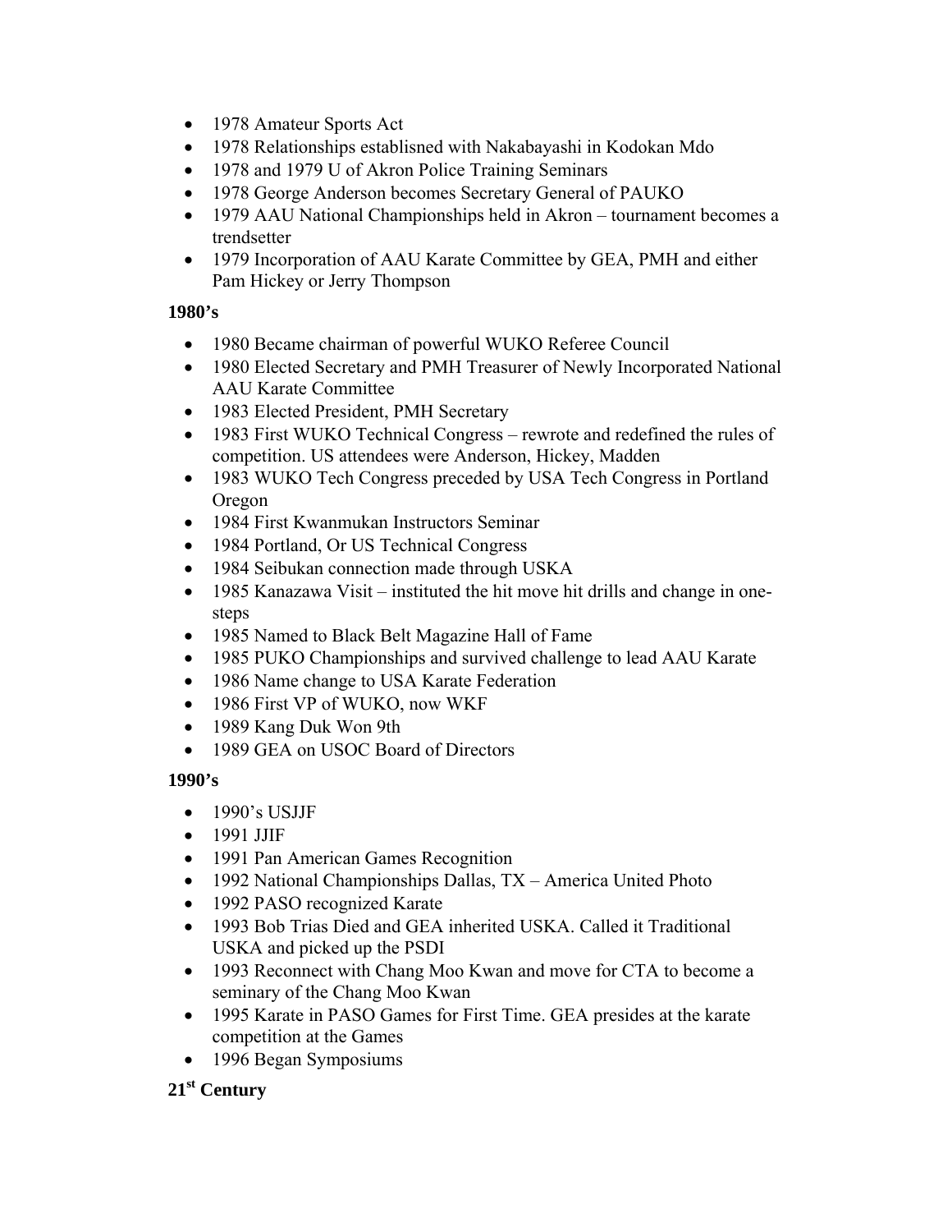- 1978 Amateur Sports Act
- 1978 Relationships establisned with Nakabayashi in Kodokan Mdo
- 1978 and 1979 U of Akron Police Training Seminars
- 1978 George Anderson becomes Secretary General of PAUKO
- 1979 AAU National Championships held in Akron – tournament becomes a trendsetter
- 1979 Incorporation of AAU Karate Committee by GEA, PMH and either Pam Hickey or Jerry Thompson

**1980's**

- 1980 Became chairman of powerful WUKO Referee Council
- 1980 Elected Secretary and PMH Treasurer of Newly Incorporated National AAU Karate Committee
- 1983 Elected President, PMH Secretary
- 1983 First WUKO Technical Congress – rewrote and redefined the rules of competition. US attendees were Anderson, Hickey, Madden
- 1983 WUKO Tech Congress preceded by USA Tech Congress in Portland Oregon
- 1984 First Kwanmukan Instructors Seminar
- 1984 Portland, Or US Technical Congress
- 1984 Seibukan connection made through USKA
- 1985 Kanazawa Visit – instituted the hit move hit drills and change in one-steps
- 1985 Named to Black Belt Magazine Hall of Fame
- 1985 PUKO Championships and survived challenge to lead AAU Karate
- 1986 Name change to USA Karate Federation
- 1986 First VP of WUKO, now WKF
- 1989 Kang Duk Won 9th
- 1989 GEA on USOC Board of Directors

**1990's**

- 1990's USJJF
- 1991 JJIF
- 1991 Pan American Games Recognition
- 1992 National Championships Dallas, TX – America United Photo
- 1992 PASO recognized Karate
- 1993 Bob Trias Died and GEA inherited USKA. Called it Traditional USKA and picked up the PSDI
- 1993 Reconnect with Chang Moo Kwan and move for CTA to become a seminary of the Chang Moo Kwan
- 1995 Karate in PASO Games for First Time. GEA presides at the karate competition at the Games
- 1996 Began Symposiums

**21st Century**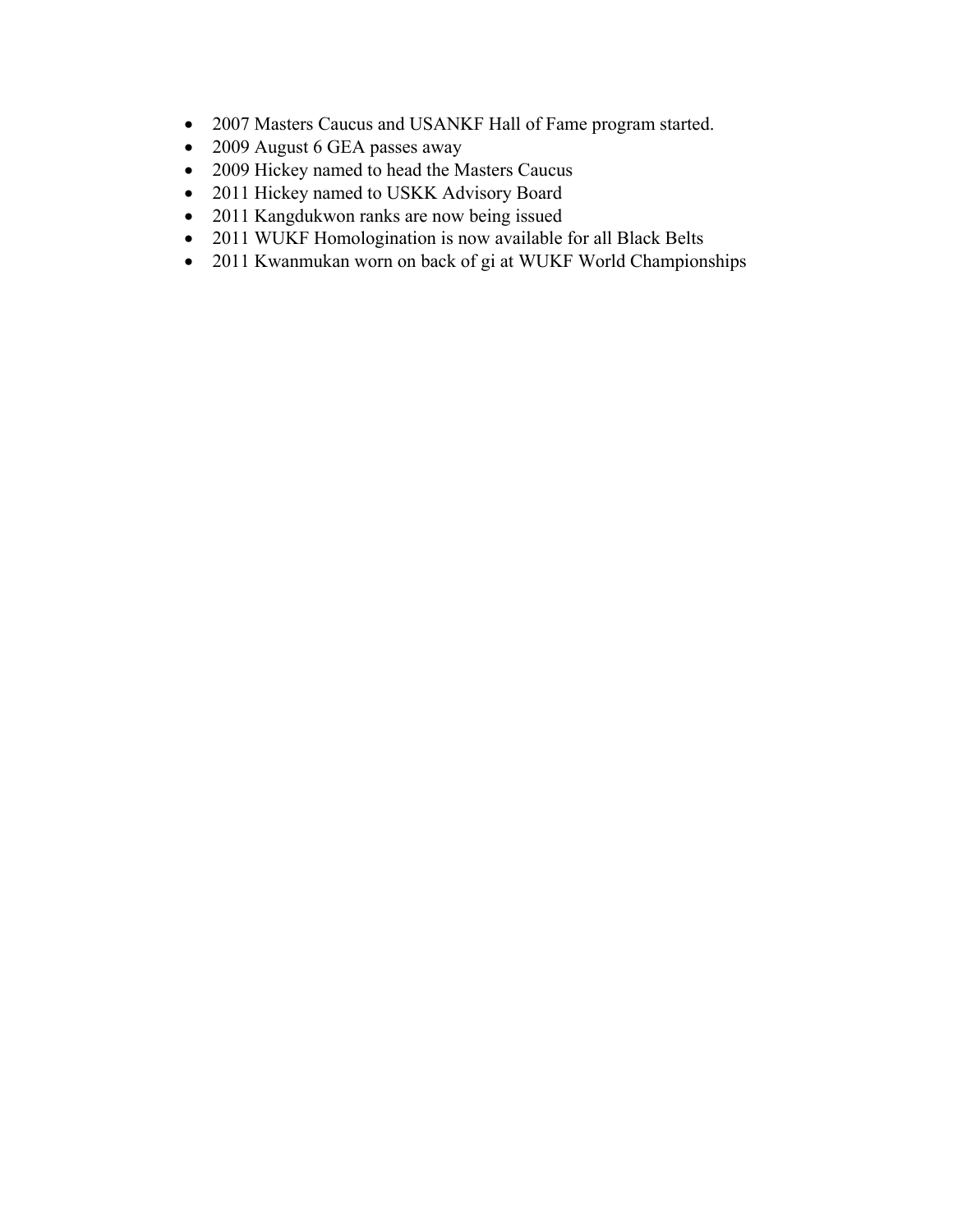- 2007 Masters Caucus and USANKF Hall of Fame program started.
- 2009 August 6 GEA passes away
- 2009 Hickey named to head the Masters Caucus
- 2011 Hickey named to USKK Advisory Board
- 2011 Kangdukwon ranks are now being issued
- 2011 WUKF Homologination is now available for all Black Belts
- 2011 Kwanmukan worn on back of gi at WUKF World Championships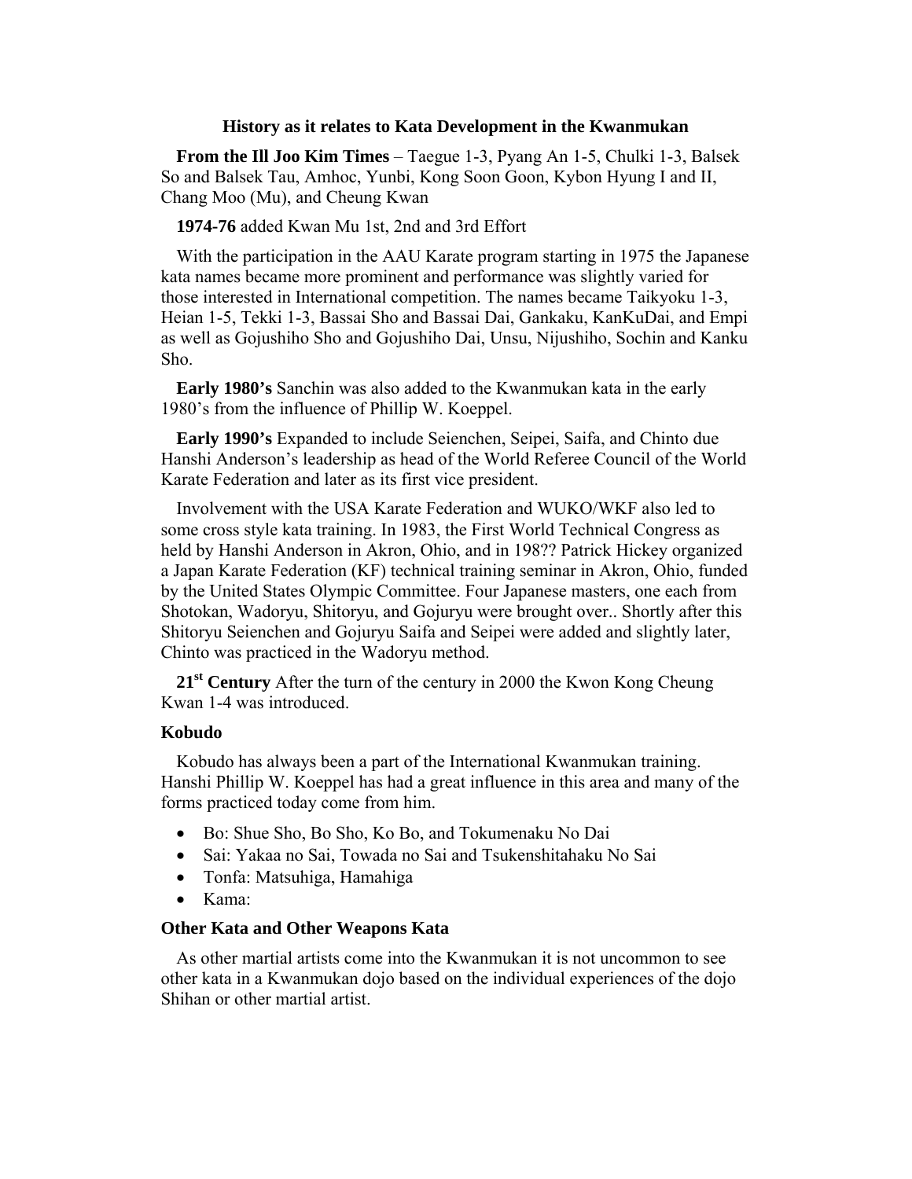## History as it relates to Kata Development in the Kwanmukan

**From the Ill Joo Kim Times** – Taegue 1-3, Pyang An 1-5, Chulki 1-3, Balsek So and Balsek Tau, Amhoc, Yunbi, Kong Soon Goon, Kybon Hyung I and II, Chang Moo (Mu), and Cheung Kwan

**1974-76** added Kwan Mu 1st, 2nd and 3rd Effort

With the participation in the AAU Karate program starting in 1975 the Japanese kata names became more prominent and performance was slightly varied for those interested in International competition. The names became Taikyoku 1-3, Heian 1-5, Tekki 1-3, Bassai Sho and Bassai Dai, Gankaku, KanKuDai, and Empi as well as Gojushiho Sho and Gojushiho Dai, Unsu, Nijushiho, Sochin and Kanku Sho.

**Early 1980's** Sanchin was also added to the Kwanmukan kata in the early 1980's from the influence of Phillip W. Koeppel.

**Early 1990's** Expanded to include Seienchen, Seipei, Saifa, and Chinto due Hanshi Anderson's leadership as head of the World Referee Council of the World Karate Federation and later as its first vice president.

Involvement with the USA Karate Federation and WUKO/WKF also led to some cross style kata training. In 1983, the First World Technical Congress as held by Hanshi Anderson in Akron, Ohio, and in 198?? Patrick Hickey organized a Japan Karate Federation (KF) technical training seminar in Akron, Ohio, funded by the United States Olympic Committee. Four Japanese masters, one each from Shotokan, Wadoryu, Shitoryu, and Gojuryu were brought over.. Shortly after this Shitoryu Seienchen and Gojuryu Saifa and Seipei were added and slightly later, Chinto was practiced in the Wadoryu method.

**21st Century** After the turn of the century in 2000 the Kwon Kong Cheung Kwan 1-4 was introduced.

### Kobudo

Kobudo has always been a part of the International Kwanmukan training. Hanshi Phillip W. Koeppel has had a great influence in this area and many of the forms practiced today come from him.

- Bo: Shue Sho, Bo Sho, Ko Bo, and Tokumenaku No Dai
- Sai: Yakaa no Sai, Towada no Sai and Tsukenshitahaku No Sai
- Tonfa: Matsuhiga, Hamahiga
- Kama:

### Other Kata and Other Weapons Kata

As other martial artists come into the Kwanmukan it is not uncommon to see other kata in a Kwanmukan dojo based on the individual experiences of the dojo Shihan or other martial artist.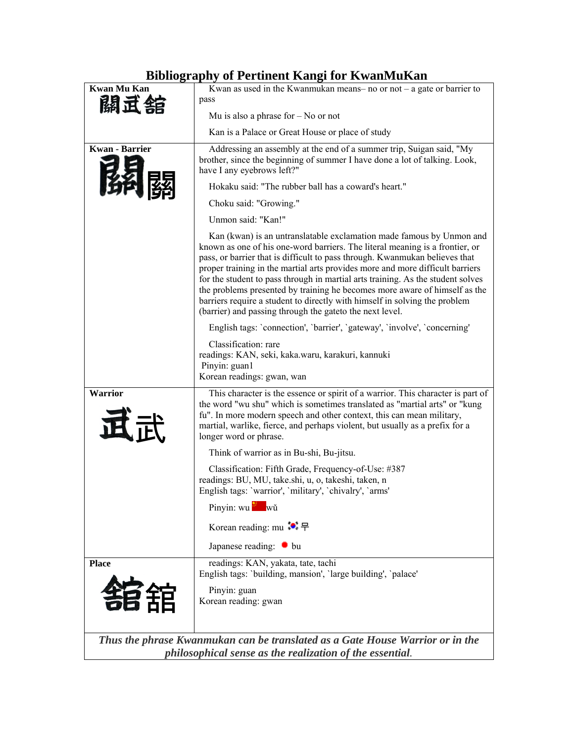# Bibliography of Pertinent Kangi for KwanMuKan

| | |
|---|---|
| **Kwan Mu Kan** 關武舘 | Kwan as used in the Kwanmukan means– no or not – a gate or barrier to pass<br><br>Mu is also a phrase for – No or not<br><br>Kan is a Palace or Great House or place of study |
| **Kwan - Barrier** 關關 | Addressing an assembly at the end of a summer trip, Suigan said, "My brother, since the beginning of summer I have done a lot of talking. Look, have I any eyebrows left?"<br><br>Hokaku said: "The rubber ball has a coward's heart."<br><br>Choku said: "Growing."<br><br>Unmon said: "Kan!"<br><br>Kan (kwan) is an untranslatable exclamation made famous by Unmon and known as one of his one-word barriers. The literal meaning is a frontier, or pass, or barrier that is difficult to pass through. Kwanmukan believes that proper training in the martial arts provides more and more difficult barriers for the student to pass through in martial arts training. As the student solves the problems presented by training he becomes more aware of himself as the barriers require a student to directly with himself in solving the problem (barrier) and passing through the gateto the next level.<br><br>English tags: `connection', `barrier', `gateway', `involve', `concerning'<br><br>Classification: rare<br>readings: KAN, seki, kaka.waru, karakuri, kannuki<br>Pinyin: guan1<br>Korean readings: gwan, wan |
| **Warrior** 武武 | This character is the essence or spirit of a warrior. This character is part of the word "wu shu" which is sometimes translated as "martial arts" or "kung fu". In more modern speech and other context, this can mean military, martial, warlike, fierce, and perhaps violent, but usually as a prefix for a longer word or phrase.<br><br>Think of warrior as in Bu-shi, Bu-jitsu.<br><br>Classification: Fifth Grade, Frequency-of-Use: #387<br>readings: BU, MU, take.shi, u, o, takeshi, taken, n<br>English tags: `warrior', `military', `chivalry', `arms'<br><br>Pinyin: wu wǔ<br><br>Korean reading: mu 무<br><br>Japanese reading: bu |
| **Place** 舘舘 | readings: KAN, yakata, tate, tachi<br>English tags: `building, mansion', `large building', `palace'<br><br>Pinyin: guan<br>Korean reading: gwan |

***Thus the phrase Kwanmukan can be translated as a Gate House Warrior or in the philosophical sense as the realization of the essential.***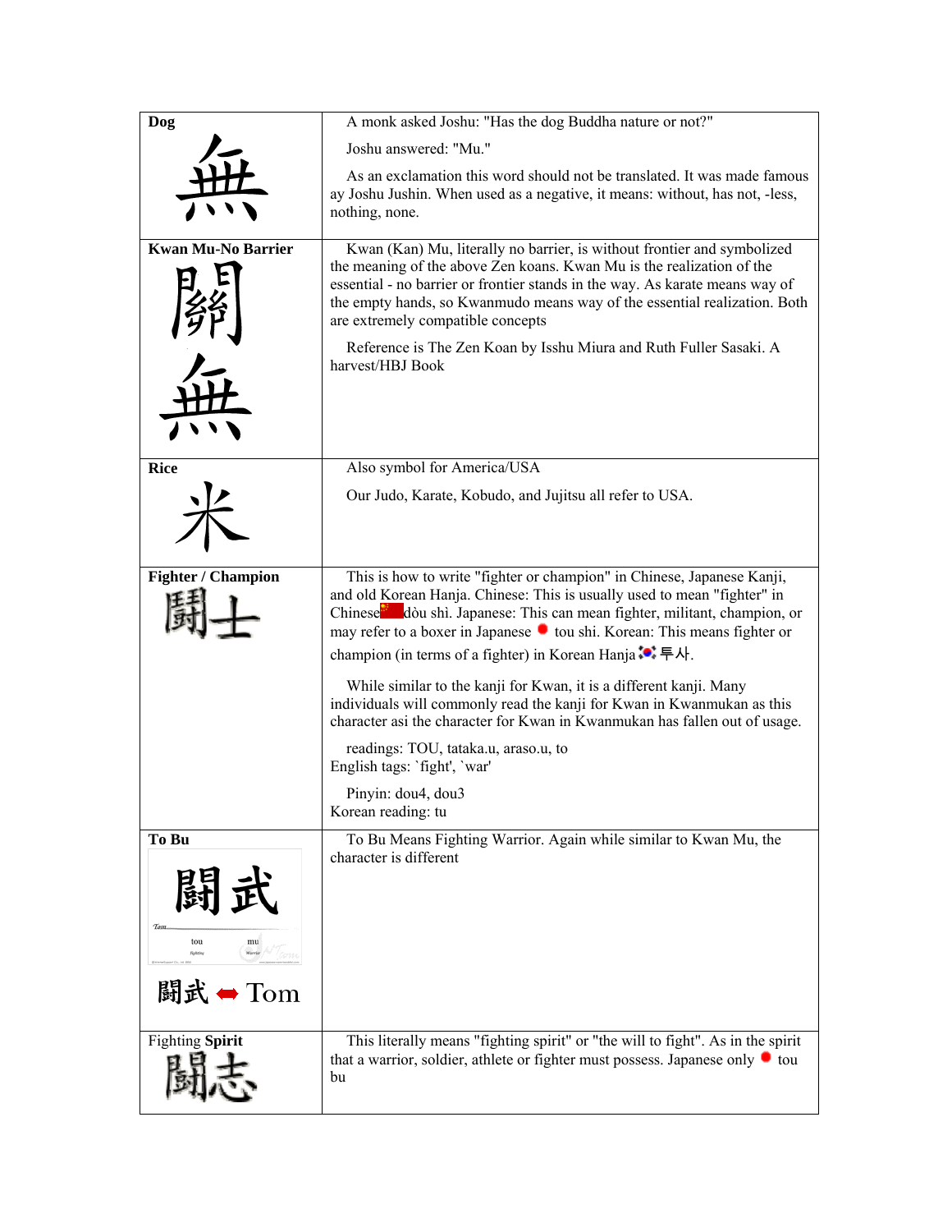| **Dog** 無 | A monk asked Joshu: "Has the dog Buddha nature or not?"<br><br>Joshu answered: "Mu."<br><br>As an exclamation this word should not be translated. It was made famous ay Joshu Jushin. When used as a negative, it means: without, has not, -less, nothing, none. |
|---|---|
| **Kwan Mu-No Barrier** 關 無 | Kwan (Kan) Mu, literally no barrier, is without frontier and symbolized the meaning of the above Zen koans. Kwan Mu is the realization of the essential - no barrier or frontier stands in the way. As karate means way of the empty hands, so Kwanmudo means way of the essential realization. Both are extremely compatible concepts<br><br>Reference is The Zen Koan by Isshu Miura and Ruth Fuller Sasaki. A harvest/HBJ Book |
| **Rice** 米 | Also symbol for America/USA<br><br>Our Judo, Karate, Kobudo, and Jujitsu all refer to USA. |
| **Fighter / Champion** 鬪士 | This is how to write "fighter or champion" in Chinese, Japanese Kanji, and old Korean Hanja. Chinese: This is usually used to mean "fighter" in Chinese dòu shì. Japanese: This can mean fighter, militant, champion, or may refer to a boxer in Japanese tou shi. Korean: This means fighter or champion (in terms of a fighter) in Korean Hanja 투사.<br><br>While similar to the kanji for Kwan, it is a different kanji. Many individuals will commonly read the kanji for Kwan in Kwanmukan as this character asi the character for Kwan in Kwanmukan has fallen out of usage.<br><br>readings: TOU, tataka.u, araso.u, to<br>English tags: `fight', `war'<br><br>Pinyin: dou4, dou3<br>Korean reading: tu |
| **To Bu** 鬪武<br>tou mu<br>鬪武 ⬌ Tom | To Bu Means Fighting Warrior. Again while similar to Kwan Mu, the character is different |
| Fighting **Spirit** 鬪志 | This literally means "fighting spirit" or "the will to fight". As in the spirit that a warrior, soldier, athlete or fighter must possess. Japanese only tou bu |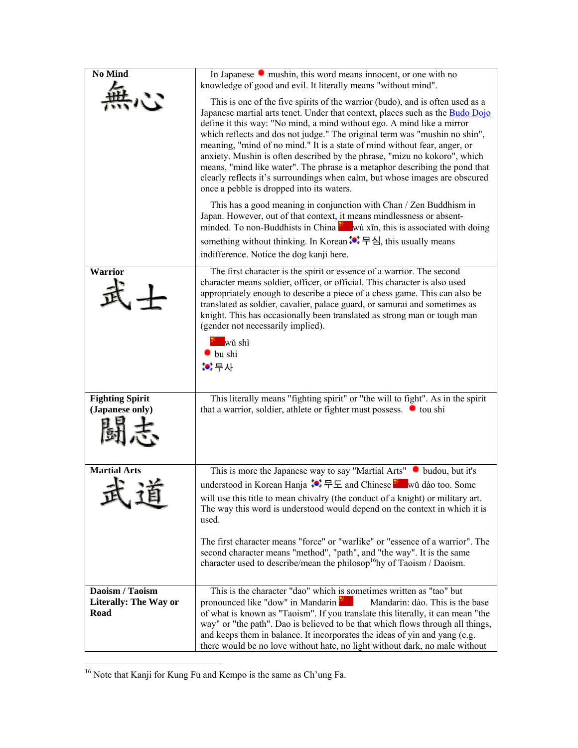| | |
|---|---|
| **No Mind**<br>無心 | In Japanese mushin, this word means innocent, or one with no knowledge of good and evil. It literally means "without mind".<br><br>This is one of the five spirits of the warrior (budo), and is often used as a Japanese martial arts tenet. Under that context, places such as the Budo Dojo define it this way: "No mind, a mind without ego. A mind like a mirror which reflects and dos not judge." The original term was "mushin no shin", meaning, "mind of no mind." It is a state of mind without fear, anger, or anxiety. Mushin is often described by the phrase, "mizu no kokoro", which means, "mind like water". The phrase is a metaphor describing the pond that clearly reflects it's surroundings when calm, but whose images are obscured once a pebble is dropped into its waters.<br><br>This has a good meaning in conjunction with Chan / Zen Buddhism in Japan. However, out of that context, it means mindlessness or absent-minded. To non-Buddhists in China wú xīn, this is associated with doing something without thinking. In Korean 무심, this usually means indifference. Notice the dog kanji here. |
| **Warrior**<br>武士 | The first character is the spirit or essence of a warrior. The second character means soldier, officer, or official. This character is also used appropriately enough to describe a piece of a chess game. This can also be translated as soldier, cavalier, palace guard, or samurai and sometimes as knight. This has occasionally been translated as strong man or tough man (gender not necessarily implied).<br><br>wǔ shì<br>bu shi<br>무사 |
| **Fighting Spirit (Japanese only)**<br>闘志 | This literally means "fighting spirit" or "the will to fight". As in the spirit that a warrior, soldier, athlete or fighter must possess. tou shi |
| **Martial Arts**<br>武道 | This is more the Japanese way to say "Martial Arts" budou, but it's understood in Korean Hanja 무도 and Chinese wǔ dào too. Some will use this title to mean chivalry (the conduct of a knight) or military art. The way this word is understood would depend on the context in which it is used.<br><br>The first character means "force" or "warlike" or "essence of a warrior". The second character means "method", "path", and "the way". It is the same character used to describe/mean the philosop[16]hy of Taoism / Daoism. |
| **Daoism / Taoism Literally: The Way or Road** | This is the character "dao" which is sometimes written as "tao" but pronounced like "dow" in Mandarin Mandarin: dào. This is the base of what is known as "Taoism". If you translate this literally, it can mean "the way" or "the path". Dao is believed to be that which flows through all things, and keeps them in balance. It incorporates the ideas of yin and yang (e.g. there would be no love without hate, no light without dark, no male without |

[16] Note that Kanji for Kung Fu and Kempo is the same as Ch'ung Fa.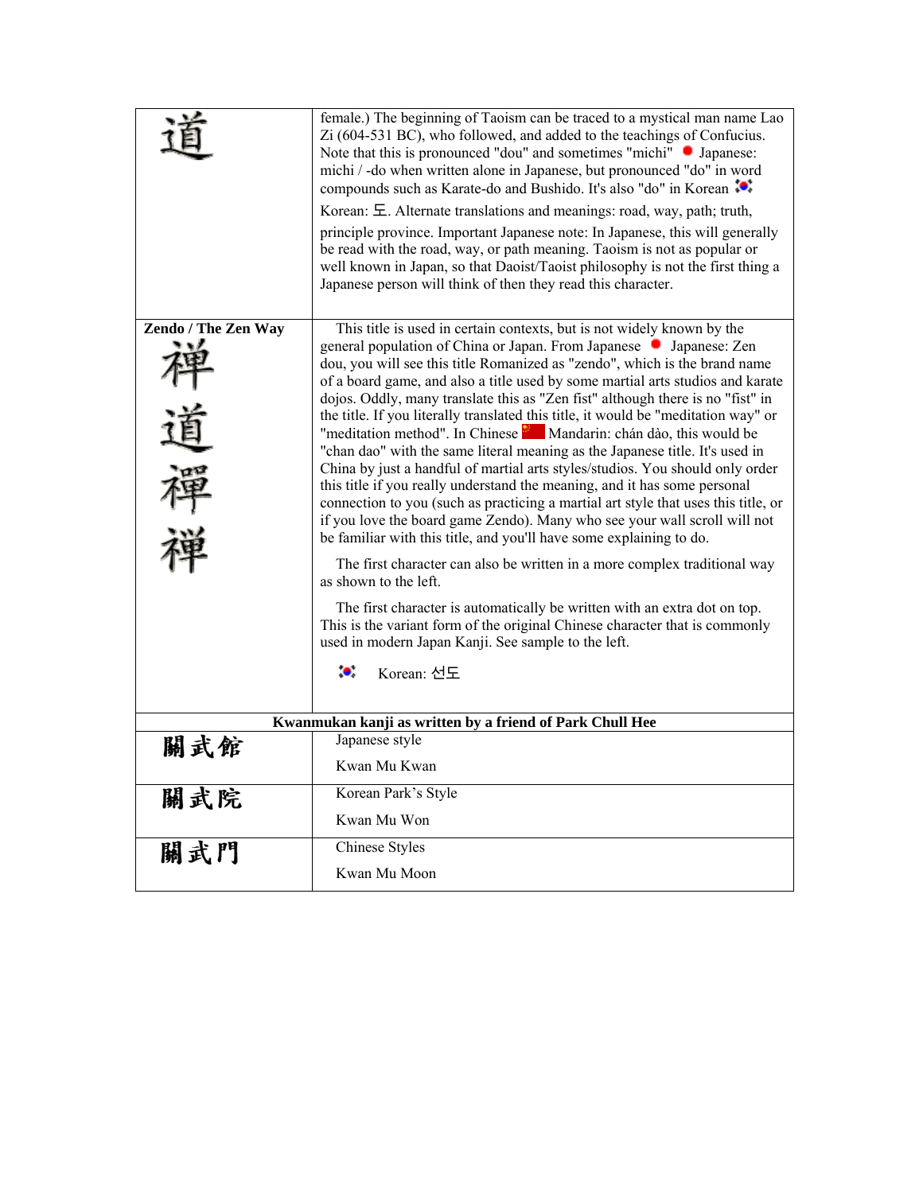| | |
|---|---|
| 道 | female.) The beginning of Taoism can be traced to a mystical man name Lao Zi (604-531 BC), who followed, and added to the teachings of Confucius. Note that this is pronounced "dou" and sometimes "michi" Japanese: michi / -do when written alone in Japanese, but pronounced "do" in word compounds such as Karate-do and Bushido. It's also "do" in Korean Korean: 도. Alternate translations and meanings: road, way, path; truth, principle province. Important Japanese note: In Japanese, this will generally be read with the road, way, or path meaning. Taoism is not as popular or well known in Japan, so that Daoist/Taoist philosophy is not the first thing a Japanese person will think of then they read this character. |
| **Zendo / The Zen Way**<br>禅<br>道<br>禪<br>禅 | This title is used in certain contexts, but is not widely known by the general population of China or Japan. From Japanese Japanese: Zen dou, you will see this title Romanized as "zendo", which is the brand name of a board game, and also a title used by some martial arts studios and karate dojos. Oddly, many translate this as "Zen fist" although there is no "fist" in the title. If you literally translated this title, it would be "meditation way" or "meditation method". In Chinese Mandarin: chán dào, this would be "chan dao" with the same literal meaning as the Japanese title. It's used in China by just a handful of martial arts styles/studios. You should only order this title if you really understand the meaning, and it has some personal connection to you (such as practicing a martial art style that uses this title, or if you love the board game Zendo). Many who see your wall scroll will not be familiar with this title, and you'll have some explaining to do.<br><br>The first character can also be written in a more complex traditional way as shown to the left.<br><br>The first character is automatically be written with an extra dot on top. This is the variant form of the original Chinese character that is commonly used in modern Japan Kanji. See sample to the left.<br><br>Korean: 선도 |
| **Kwanmukan kanji as written by a friend of Park Chull Hee** | |
| 關武館 | Japanese style<br><br>Kwan Mu Kwan |
| 關武院 | Korean Park's Style<br><br>Kwan Mu Won |
| 關武門 | Chinese Styles<br><br>Kwan Mu Moon |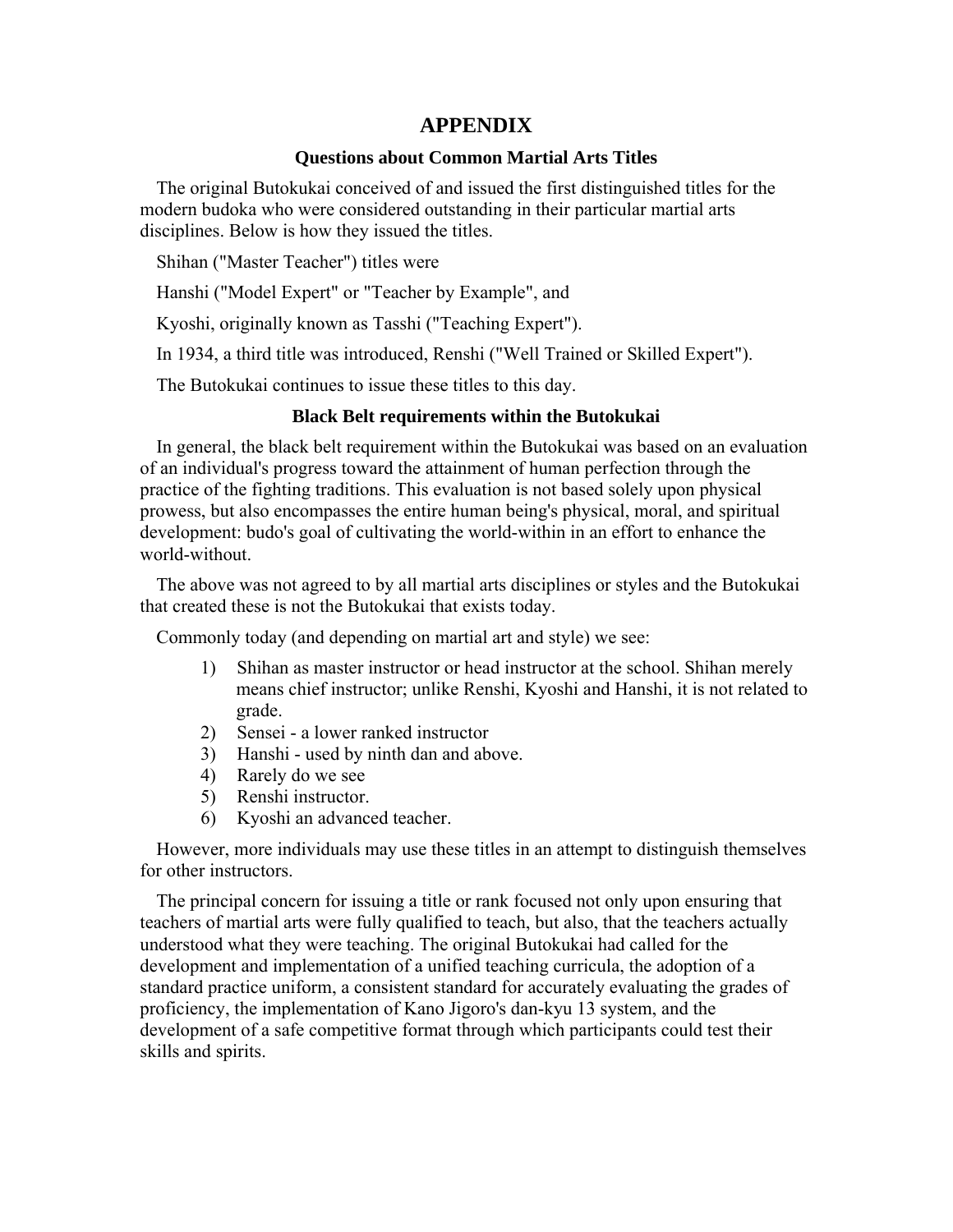# APPENDIX

### Questions about Common Martial Arts Titles

The original Butokukai conceived of and issued the first distinguished titles for the modern budoka who were considered outstanding in their particular martial arts disciplines. Below is how they issued the titles.

Shihan ("Master Teacher") titles were

Hanshi ("Model Expert" or "Teacher by Example", and

Kyoshi, originally known as Tasshi ("Teaching Expert").

In 1934, a third title was introduced, Renshi ("Well Trained or Skilled Expert").

The Butokukai continues to issue these titles to this day.

### Black Belt requirements within the Butokukai

In general, the black belt requirement within the Butokukai was based on an evaluation of an individual's progress toward the attainment of human perfection through the practice of the fighting traditions. This evaluation is not based solely upon physical prowess, but also encompasses the entire human being's physical, moral, and spiritual development: budo's goal of cultivating the world-within in an effort to enhance the world-without.

The above was not agreed to by all martial arts disciplines or styles and the Butokukai that created these is not the Butokukai that exists today.

Commonly today (and depending on martial art and style) we see:

1) Shihan as master instructor or head instructor at the school. Shihan merely means chief instructor; unlike Renshi, Kyoshi and Hanshi, it is not related to grade.
2) Sensei - a lower ranked instructor
3) Hanshi - used by ninth dan and above.
4) Rarely do we see
5) Renshi instructor.
6) Kyoshi an advanced teacher.

However, more individuals may use these titles in an attempt to distinguish themselves for other instructors.

The principal concern for issuing a title or rank focused not only upon ensuring that teachers of martial arts were fully qualified to teach, but also, that the teachers actually understood what they were teaching. The original Butokukai had called for the development and implementation of a unified teaching curricula, the adoption of a standard practice uniform, a consistent standard for accurately evaluating the grades of proficiency, the implementation of Kano Jigoro's dan-kyu 13 system, and the development of a safe competitive format through which participants could test their skills and spirits.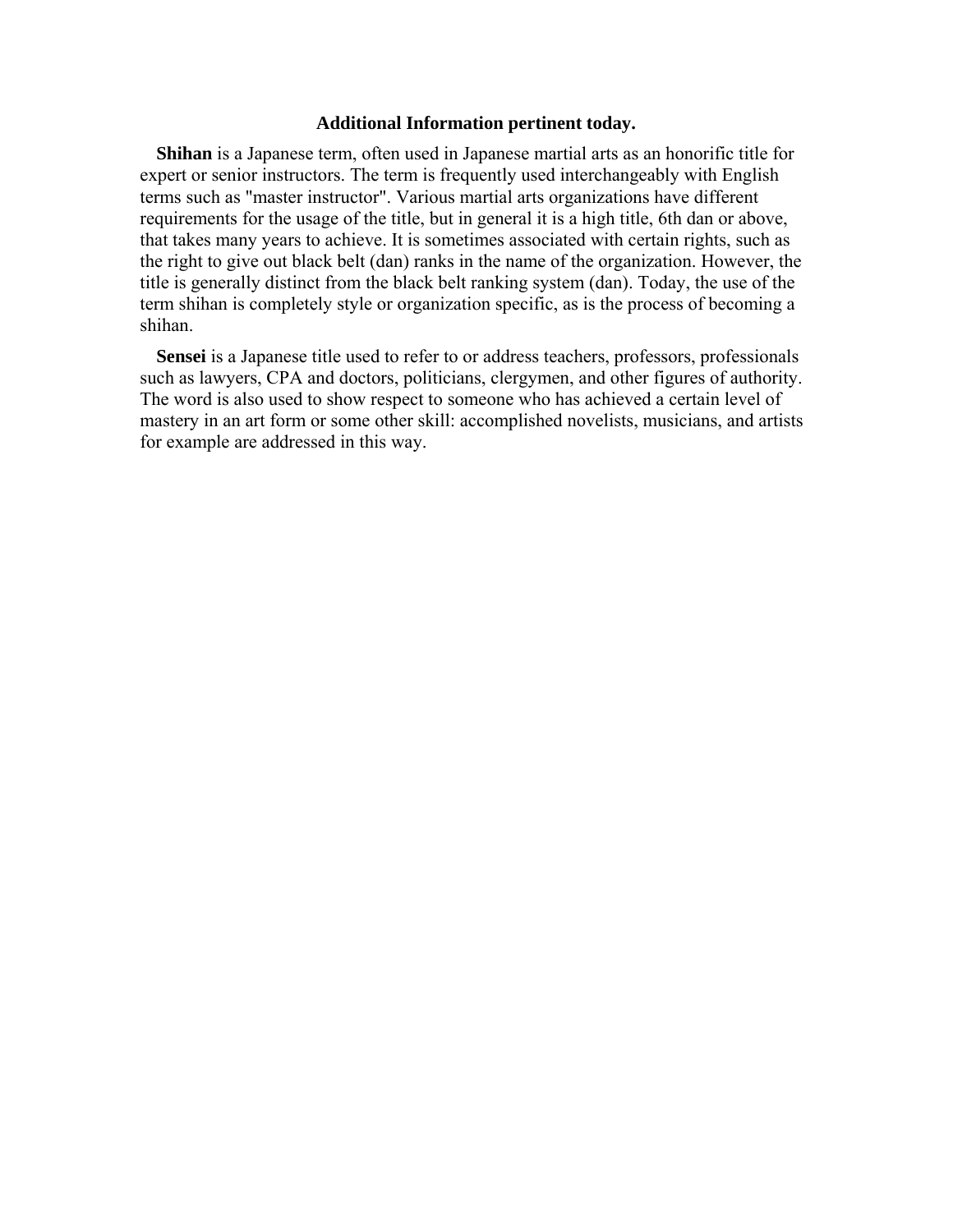## Additional Information pertinent today.

**Shihan** is a Japanese term, often used in Japanese martial arts as an honorific title for expert or senior instructors. The term is frequently used interchangeably with English terms such as "master instructor". Various martial arts organizations have different requirements for the usage of the title, but in general it is a high title, 6th dan or above, that takes many years to achieve. It is sometimes associated with certain rights, such as the right to give out black belt (dan) ranks in the name of the organization. However, the title is generally distinct from the black belt ranking system (dan). Today, the use of the term shihan is completely style or organization specific, as is the process of becoming a shihan.

**Sensei** is a Japanese title used to refer to or address teachers, professors, professionals such as lawyers, CPA and doctors, politicians, clergymen, and other figures of authority. The word is also used to show respect to someone who has achieved a certain level of mastery in an art form or some other skill: accomplished novelists, musicians, and artists for example are addressed in this way.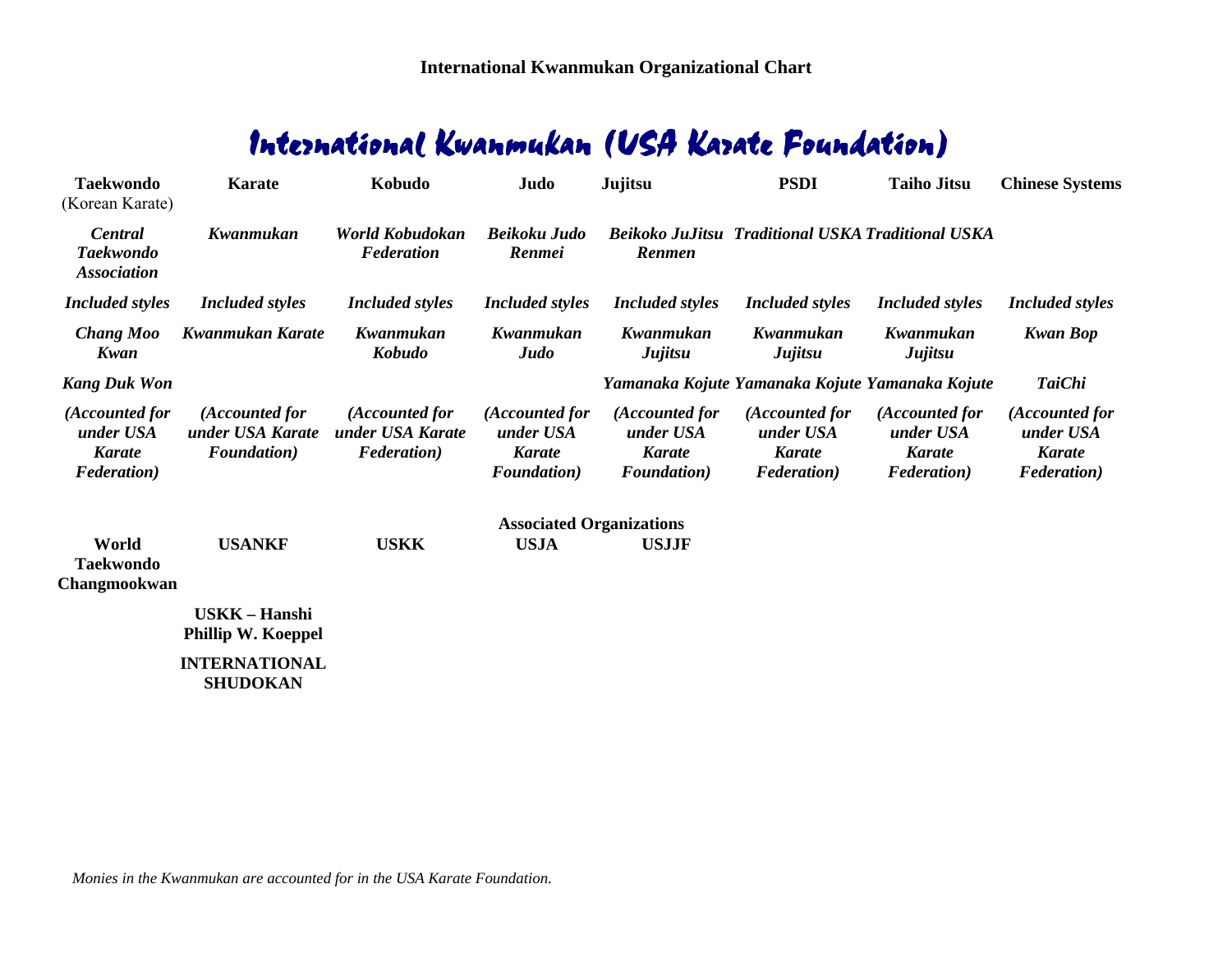**International Kwanmukan Organizational Chart**

# International Kwanmukan (USA Karate Foundation)

| **Taekwondo** (Korean Karate) | **Karate** | **Kobudo** | **Judo** | **Jujitsu** | **PSDI** | **Taiho Jitsu** | **Chinese Systems** |
|---|---|---|---|---|---|---|---|
| ***Central Taekwondo Association*** | ***Kwanmukan*** | ***World Kobudokan Federation*** | ***Beikoku Judo Renmei*** | ***Beikoko JuJitsu Renmen*** | ***Traditional USKA*** | ***Traditional USKA*** | |
| ***Included styles*** | ***Included styles*** | ***Included styles*** | ***Included styles*** | ***Included styles*** | ***Included styles*** | ***Included styles*** | ***Included styles*** |
| ***Chang Moo Kwan*** | ***Kwanmukan Karate*** | ***Kwanmukan Kobudo*** | ***Kwanmukan Judo*** | ***Kwanmukan Jujitsu*** | ***Kwanmukan Jujitsu*** | ***Kwanmukan Jujitsu*** | ***Kwan Bop*** |
| ***Kang Duk Won*** | | | | ***Yamanaka Kojute*** | ***Yamanaka Kojute*** | ***Yamanaka Kojute*** | ***TaiChi*** |
| ***(Accounted for under USA Karate Federation)*** | ***(Accounted for under USA Karate Foundation)*** | ***(Accounted for under USA Karate Federation)*** | ***(Accounted for under USA Karate Foundation)*** | ***(Accounted for under USA Karate Foundation)*** | ***(Accounted for under USA Karate Federation)*** | ***(Accounted for under USA Karate Federation)*** | ***(Accounted for under USA Karate Federation)*** |

**Associated Organizations**

| **World Taekwondo Changmookwan** | **USANKF** | **USKK** | **USJA** | **USJJF** |
|---|---|---|---|---|
| | **USKK – Hanshi Phillip W. Koeppel** | | | |
| | **INTERNATIONAL SHUDOKAN** | | | |

*Monies in the Kwanmukan are accounted for in the USA Karate Foundation.*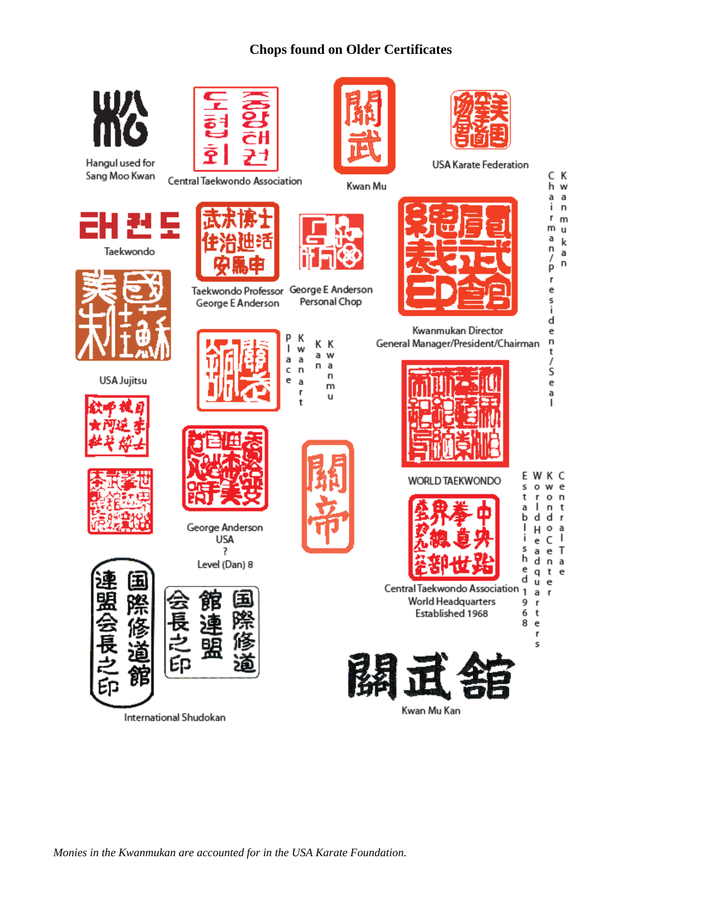# Chops found on Older Certificates

Hangul used for Sang Moo Kwan

Central Taekwondo Association

Kwan Mu

USA Karate Federation

Taekwondo

Taekwondo Professor George E Anderson

George E Anderson Personal Chop

Kwanmukan Director General Manager/President/Chairman

Chairman/President/Seal Kwanmukan

USA Jujitsu

Place Kwanart

Kan Kwanmu

WORLD TAEKWONDO

George Anderson USA ? Level (Dan) 8

Central Taekwondo Association World Headquarters Established 1968

Established 1968 World Headquarters Kwondo Center Central Tae

連盟会長之印 国際修道館

会長之印 館連盟 国際修道

International Shudokan

關武舘

Kwan Mu Kan

*Monies in the Kwanmukan are accounted for in the USA Karate Foundation.*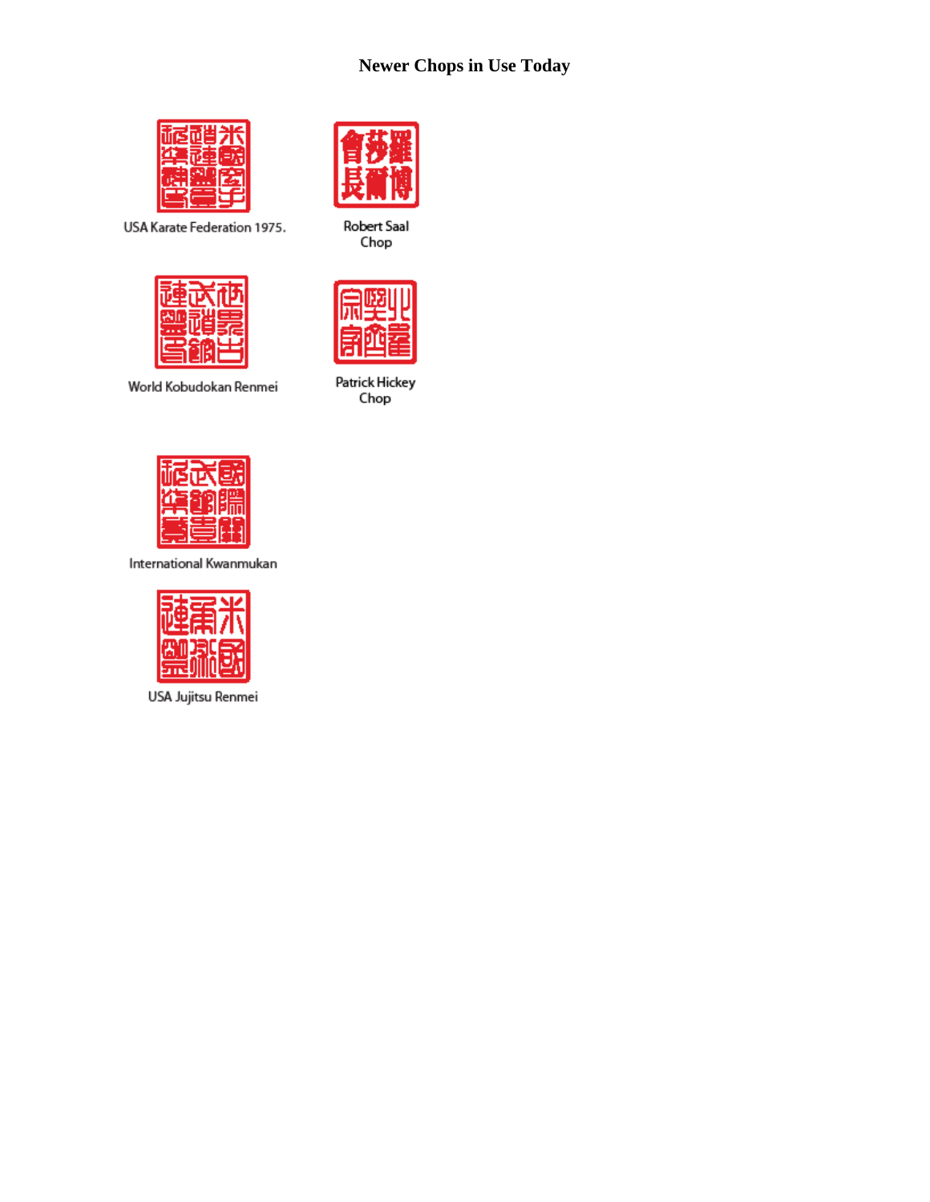## Newer Chops in Use Today

USA Karate Federation 1975.

Robert Saal Chop

World Kobudokan Renmei

Patrick Hickey Chop

International Kwanmukan

USA Jujitsu Renmei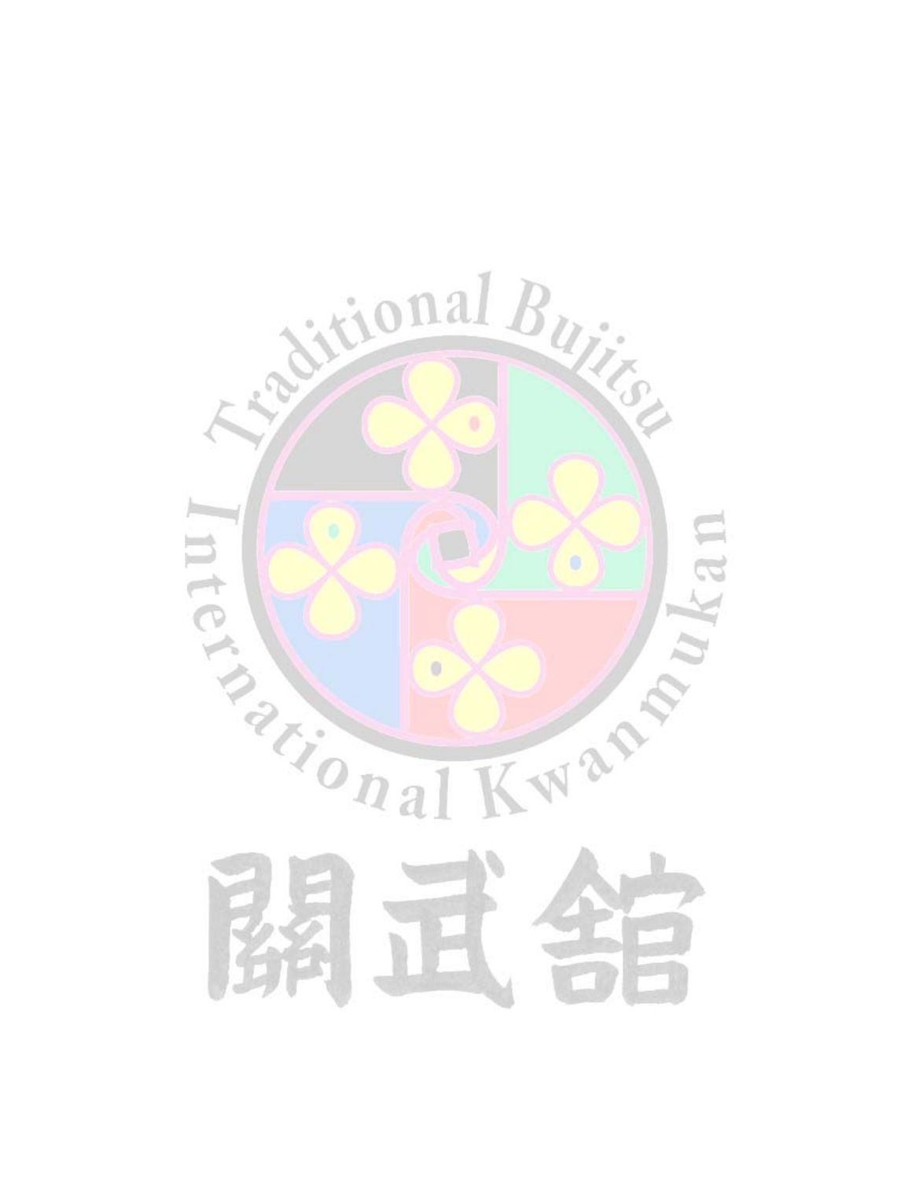Traditional Bujitsu

International Kwanmukan

關武館